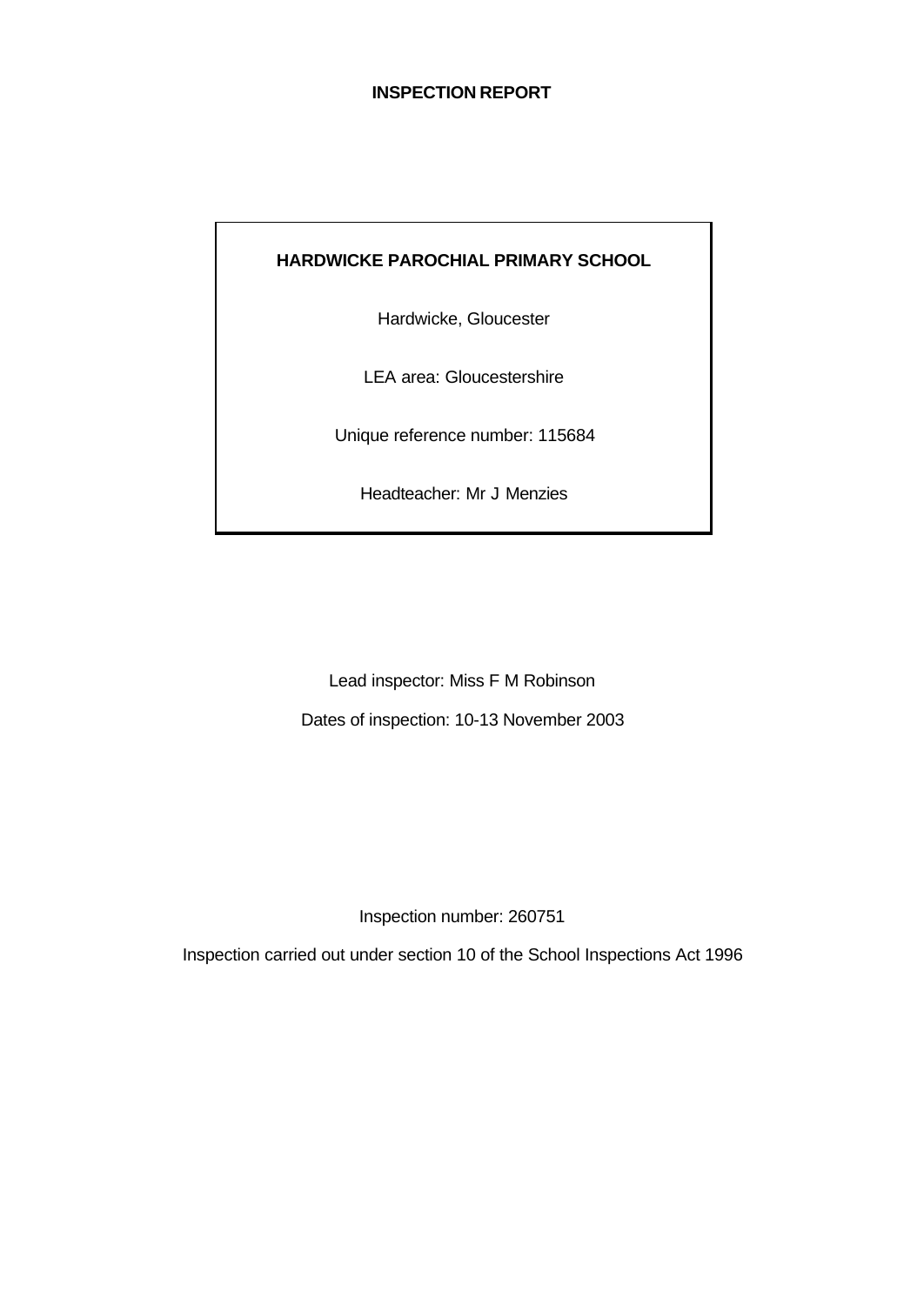**INSPECTION REPORT**

**HARDWICKE PAROCHIAL PRIMARY SCHOOL**

Hardwicke, Gloucester

LEA area: Gloucestershire

Unique reference number: 115684

Headteacher: Mr J Menzies

Lead inspector: Miss F M Robinson

Dates of inspection: 10-13 November 2003

Inspection number: 260751

Inspection carried out under section 10 of the School Inspections Act 1996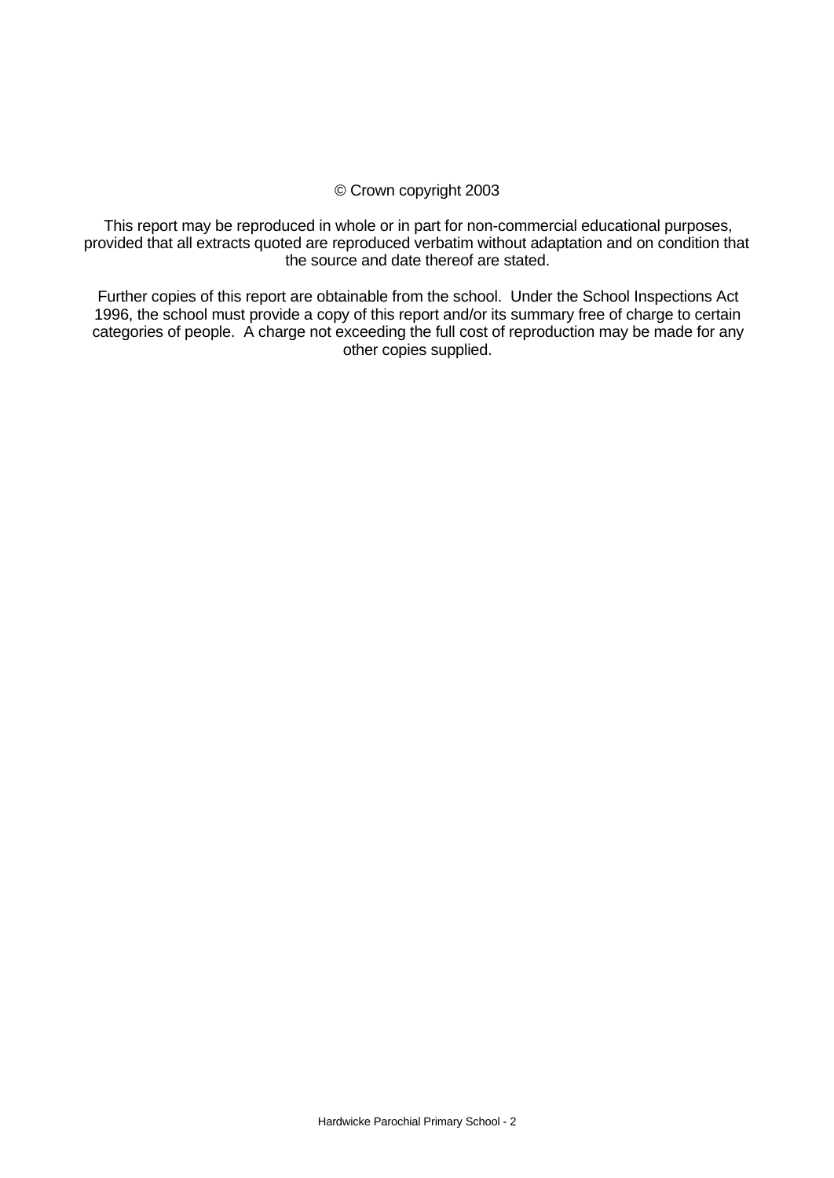© Crown copyright 2003

This report may be reproduced in whole or in part for non-commercial educational purposes, provided that all extracts quoted are reproduced verbatim without adaptation and on condition that the source and date thereof are stated.

Further copies of this report are obtainable from the school. Under the School Inspections Act 1996, the school must provide a copy of this report and/or its summary free of charge to certain categories of people. A charge not exceeding the full cost of reproduction may be made for any other copies supplied.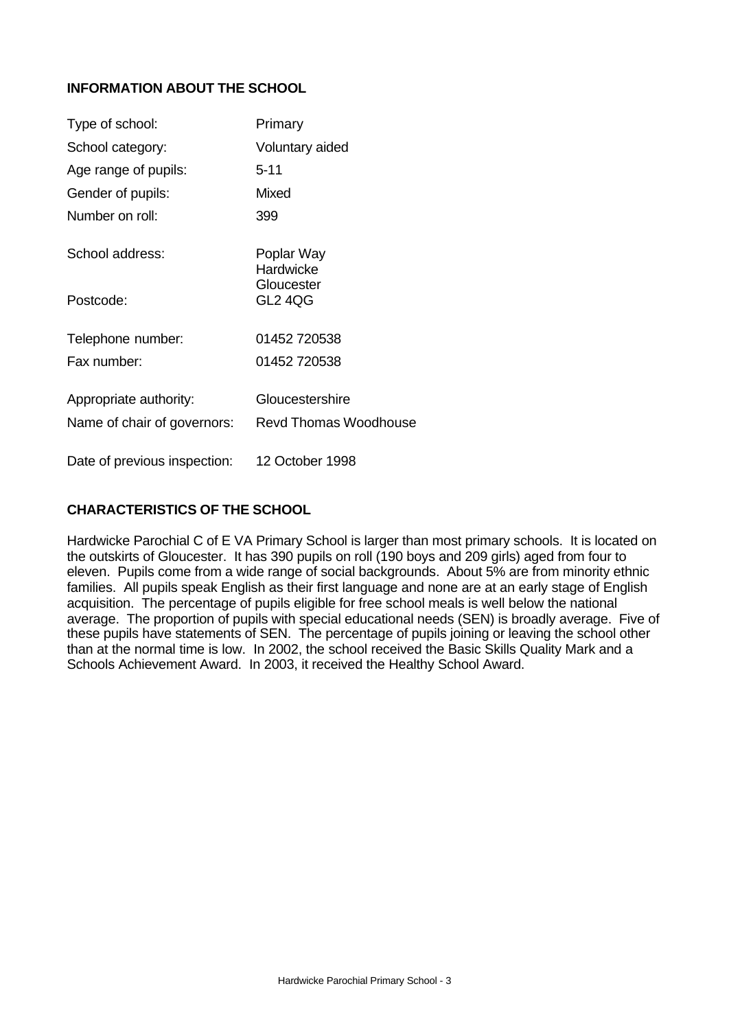## INFORMATION ABOUT THE SCHOOL

| | |
|---|---|
| Type of school: | Primary |
| School category: | Voluntary aided |
| Age range of pupils: | 5-11 |
| Gender of pupils: | Mixed |
| Number on roll: | 399 |
| School address: | Poplar Way<br>Hardwicke<br>Gloucester |
| Postcode: | GL2 4QG |
| Telephone number: | 01452 720538 |
| Fax number: | 01452 720538 |
| Appropriate authority: | Gloucestershire |
| Name of chair of governors: | Revd Thomas Woodhouse |
| Date of previous inspection: | 12 October 1998 |

## CHARACTERISTICS OF THE SCHOOL

Hardwicke Parochial C of E VA Primary School is larger than most primary schools. It is located on the outskirts of Gloucester. It has 390 pupils on roll (190 boys and 209 girls) aged from four to eleven. Pupils come from a wide range of social backgrounds. About 5% are from minority ethnic families. All pupils speak English as their first language and none are at an early stage of English acquisition. The percentage of pupils eligible for free school meals is well below the national average. The proportion of pupils with special educational needs (SEN) is broadly average. Five of these pupils have statements of SEN. The percentage of pupils joining or leaving the school other than at the normal time is low. In 2002, the school received the Basic Skills Quality Mark and a Schools Achievement Award. In 2003, it received the Healthy School Award.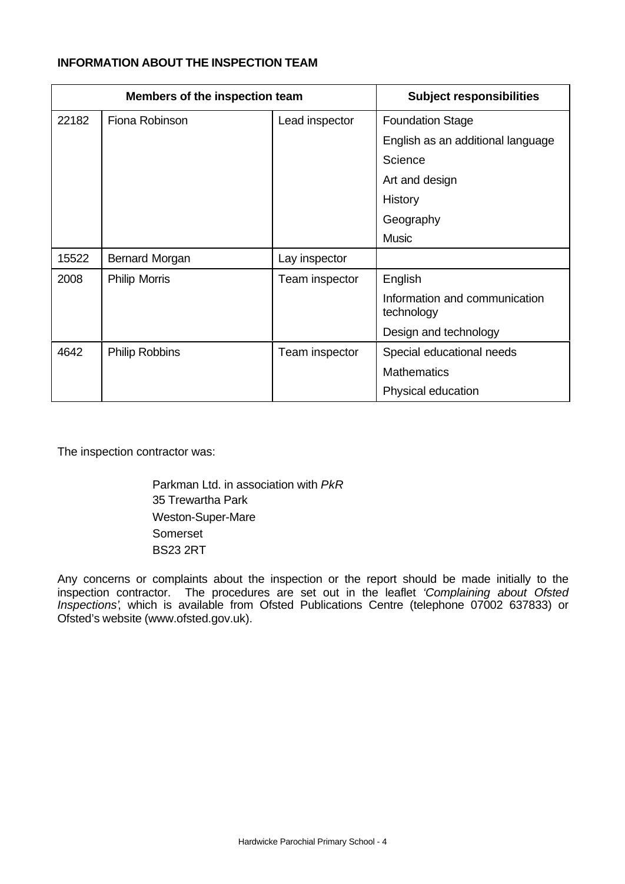**INFORMATION ABOUT THE INSPECTION TEAM**

| Members of the inspection team | | | Subject responsibilities |
|---|---|---|---|
| 22182 | Fiona Robinson | Lead inspector | Foundation Stage |
| | | | English as an additional language |
| | | | Science |
| | | | Art and design |
| | | | History |
| | | | Geography |
| | | | Music |
| 15522 | Bernard Morgan | Lay inspector | |
| 2008 | Philip Morris | Team inspector | English |
| | | | Information and communication technology |
| | | | Design and technology |
| 4642 | Philip Robbins | Team inspector | Special educational needs |
| | | | Mathematics |
| | | | Physical education |

The inspection contractor was:

Parkman Ltd. in association with *PkR*
35 Trewartha Park
Weston-Super-Mare
Somerset
BS23 2RT

Any concerns or complaints about the inspection or the report should be made initially to the inspection contractor. The procedures are set out in the leaflet *'Complaining about Ofsted Inspections'*, which is available from Ofsted Publications Centre (telephone 07002 637833) or Ofsted's website (www.ofsted.gov.uk).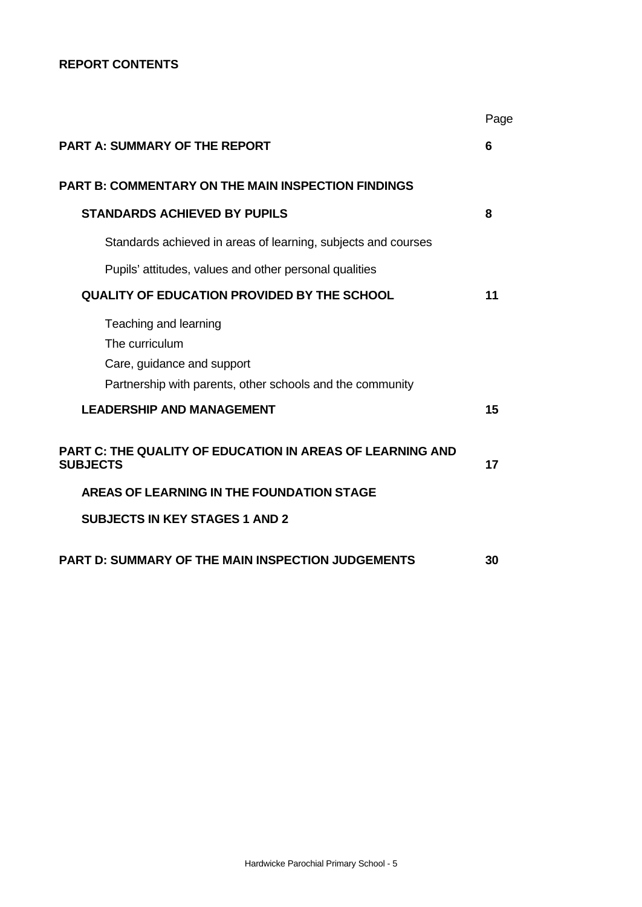## REPORT CONTENTS

| | Page |
|---|---|
| **PART A: SUMMARY OF THE REPORT** | **6** |
| **PART B: COMMENTARY ON THE MAIN INSPECTION FINDINGS** | |
| **STANDARDS ACHIEVED BY PUPILS** | **8** |
| Standards achieved in areas of learning, subjects and courses | |
| Pupils' attitudes, values and other personal qualities | |
| **QUALITY OF EDUCATION PROVIDED BY THE SCHOOL** | **11** |
| Teaching and learning | |
| The curriculum | |
| Care, guidance and support | |
| Partnership with parents, other schools and the community | |
| **LEADERSHIP AND MANAGEMENT** | **15** |
| **PART C: THE QUALITY OF EDUCATION IN AREAS OF LEARNING AND SUBJECTS** | **17** |
| **AREAS OF LEARNING IN THE FOUNDATION STAGE** | |
| **SUBJECTS IN KEY STAGES 1 AND 2** | |
| **PART D: SUMMARY OF THE MAIN INSPECTION JUDGEMENTS** | **30** |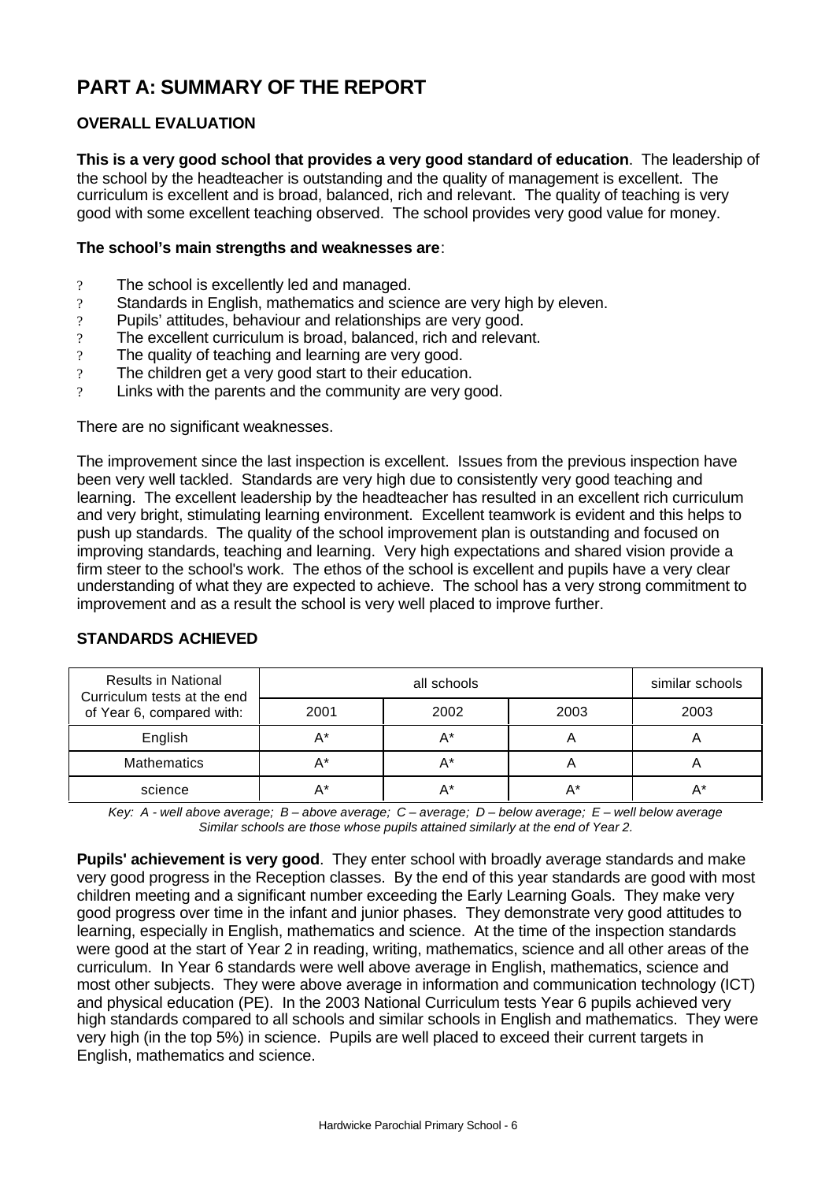# PART A: SUMMARY OF THE REPORT

## OVERALL EVALUATION

**This is a very good school that provides a very good standard of education**. The leadership of the school by the headteacher is outstanding and the quality of management is excellent. The curriculum is excellent and is broad, balanced, rich and relevant. The quality of teaching is very good with some excellent teaching observed. The school provides very good value for money.

**The school's main strengths and weaknesses are**:

- The school is excellently led and managed.
- Standards in English, mathematics and science are very high by eleven.
- Pupils' attitudes, behaviour and relationships are very good.
- The excellent curriculum is broad, balanced, rich and relevant.
- The quality of teaching and learning are very good.
- The children get a very good start to their education.
- Links with the parents and the community are very good.

There are no significant weaknesses.

The improvement since the last inspection is excellent. Issues from the previous inspection have been very well tackled. Standards are very high due to consistently very good teaching and learning. The excellent leadership by the headteacher has resulted in an excellent rich curriculum and very bright, stimulating learning environment. Excellent teamwork is evident and this helps to push up standards. The quality of the school improvement plan is outstanding and focused on improving standards, teaching and learning. Very high expectations and shared vision provide a firm steer to the school's work. The ethos of the school is excellent and pupils have a very clear understanding of what they are expected to achieve. The school has a very strong commitment to improvement and as a result the school is very well placed to improve further.

## STANDARDS ACHIEVED

| Results in National Curriculum tests at the end of Year 6, compared with: | all schools | | | similar schools |
|---|---|---|---|---|
| | 2001 | 2002 | 2003 | 2003 |
| English | A* | A* | A | A |
| Mathematics | A* | A* | A | A |
| science | A* | A* | A* | A* |

*Key: A - well above average; B – above average; C – average; D – below average; E – well below average*
*Similar schools are those whose pupils attained similarly at the end of Year 2.*

**Pupils' achievement is very good**. They enter school with broadly average standards and make very good progress in the Reception classes. By the end of this year standards are good with most children meeting and a significant number exceeding the Early Learning Goals. They make very good progress over time in the infant and junior phases. They demonstrate very good attitudes to learning, especially in English, mathematics and science. At the time of the inspection standards were good at the start of Year 2 in reading, writing, mathematics, science and all other areas of the curriculum. In Year 6 standards were well above average in English, mathematics, science and most other subjects. They were above average in information and communication technology (ICT) and physical education (PE). In the 2003 National Curriculum tests Year 6 pupils achieved very high standards compared to all schools and similar schools in English and mathematics. They were very high (in the top 5%) in science. Pupils are well placed to exceed their current targets in English, mathematics and science.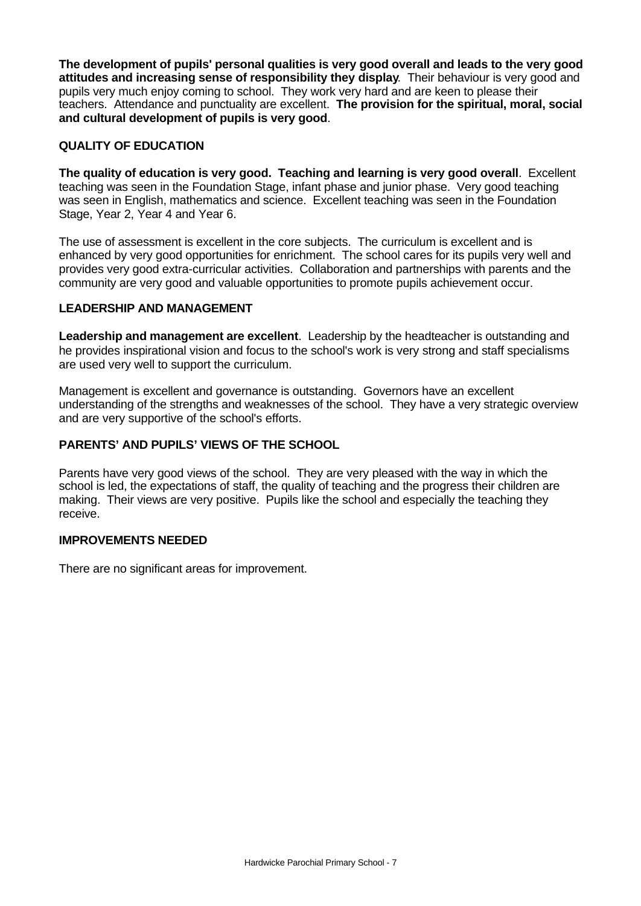**The development of pupils' personal qualities is very good overall and leads to the very good attitudes and increasing sense of responsibility they display**. Their behaviour is very good and pupils very much enjoy coming to school. They work very hard and are keen to please their teachers. Attendance and punctuality are excellent. **The provision for the spiritual, moral, social and cultural development of pupils is very good**.

## QUALITY OF EDUCATION

**The quality of education is very good. Teaching and learning is very good overall**. Excellent teaching was seen in the Foundation Stage, infant phase and junior phase. Very good teaching was seen in English, mathematics and science. Excellent teaching was seen in the Foundation Stage, Year 2, Year 4 and Year 6.

The use of assessment is excellent in the core subjects. The curriculum is excellent and is enhanced by very good opportunities for enrichment. The school cares for its pupils very well and provides very good extra-curricular activities. Collaboration and partnerships with parents and the community are very good and valuable opportunities to promote pupils achievement occur.

## LEADERSHIP AND MANAGEMENT

**Leadership and management are excellent**. Leadership by the headteacher is outstanding and he provides inspirational vision and focus to the school's work is very strong and staff specialisms are used very well to support the curriculum.

Management is excellent and governance is outstanding. Governors have an excellent understanding of the strengths and weaknesses of the school. They have a very strategic overview and are very supportive of the school's efforts.

## PARENTS' AND PUPILS' VIEWS OF THE SCHOOL

Parents have very good views of the school. They are very pleased with the way in which the school is led, the expectations of staff, the quality of teaching and the progress their children are making. Their views are very positive. Pupils like the school and especially the teaching they receive.

## IMPROVEMENTS NEEDED

There are no significant areas for improvement.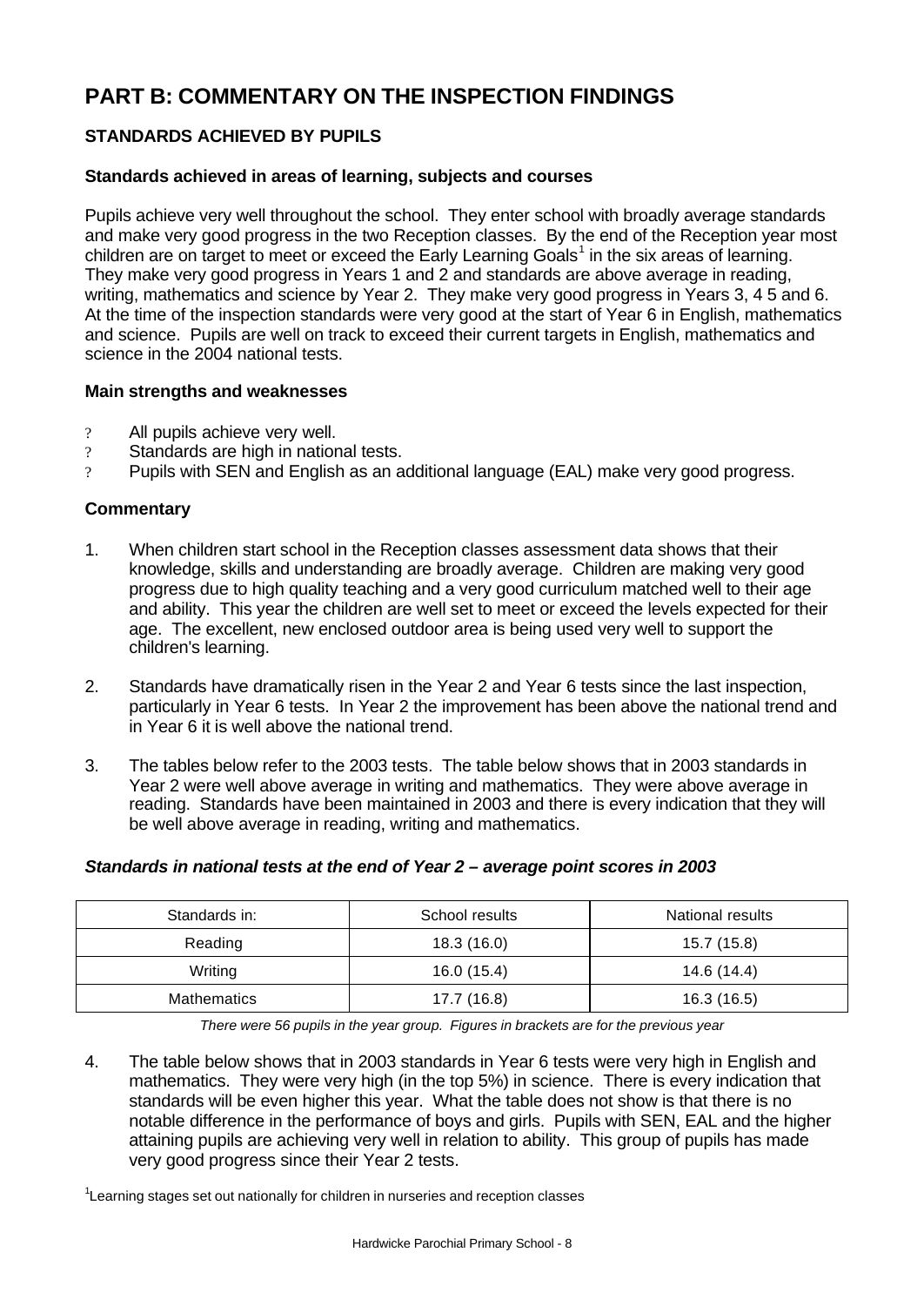# PART B: COMMENTARY ON THE INSPECTION FINDINGS

## STANDARDS ACHIEVED BY PUPILS

### Standards achieved in areas of learning, subjects and courses

Pupils achieve very well throughout the school. They enter school with broadly average standards and make very good progress in the two Reception classes. By the end of the Reception year most children are on target to meet or exceed the Early Learning Goals[1] in the six areas of learning. They make very good progress in Years 1 and 2 and standards are above average in reading, writing, mathematics and science by Year 2. They make very good progress in Years 3, 4 5 and 6. At the time of the inspection standards were very good at the start of Year 6 in English, mathematics and science. Pupils are well on track to exceed their current targets in English, mathematics and science in the 2004 national tests.

### Main strengths and weaknesses

- All pupils achieve very well.
- Standards are high in national tests.
- Pupils with SEN and English as an additional language (EAL) make very good progress.

### Commentary

1. When children start school in the Reception classes assessment data shows that their knowledge, skills and understanding are broadly average. Children are making very good progress due to high quality teaching and a very good curriculum matched well to their age and ability. This year the children are well set to meet or exceed the levels expected for their age. The excellent, new enclosed outdoor area is being used very well to support the children's learning.

2. Standards have dramatically risen in the Year 2 and Year 6 tests since the last inspection, particularly in Year 6 tests. In Year 2 the improvement has been above the national trend and in Year 6 it is well above the national trend.

3. The tables below refer to the 2003 tests. The table below shows that in 2003 standards in Year 2 were well above average in writing and mathematics. They were above average in reading. Standards have been maintained in 2003 and there is every indication that they will be well above average in reading, writing and mathematics.

***Standards in national tests at the end of Year 2 – average point scores in 2003***

| Standards in: | School results | National results |
|---|---|---|
| Reading | 18.3 (16.0) | 15.7 (15.8) |
| Writing | 16.0 (15.4) | 14.6 (14.4) |
| Mathematics | 17.7 (16.8) | 16.3 (16.5) |

*There were 56 pupils in the year group. Figures in brackets are for the previous year*

4. The table below shows that in 2003 standards in Year 6 tests were very high in English and mathematics. They were very high (in the top 5%) in science. There is every indication that standards will be even higher this year. What the table does not show is that there is no notable difference in the performance of boys and girls. Pupils with SEN, EAL and the higher attaining pupils are achieving very well in relation to ability. This group of pupils has made very good progress since their Year 2 tests.

[1]Learning stages set out nationally for children in nurseries and reception classes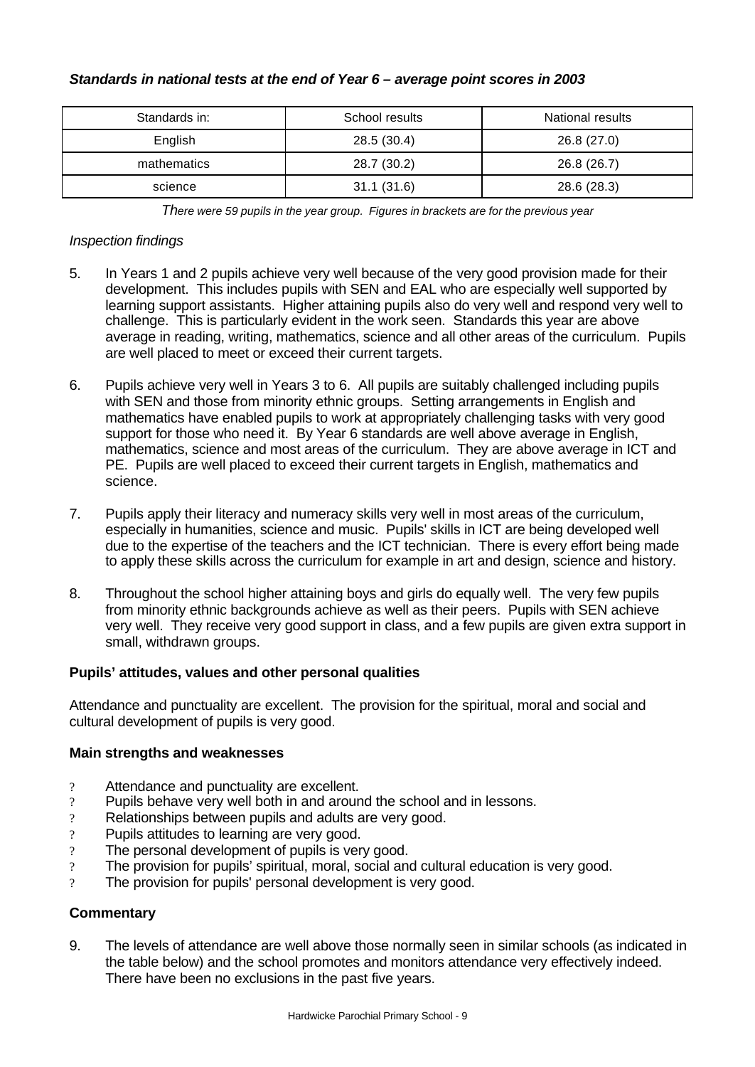***Standards in national tests at the end of Year 6 – average point scores in 2003***

| Standards in: | School results | National results |
|---|---|---|
| English | 28.5 (30.4) | 26.8 (27.0) |
| mathematics | 28.7 (30.2) | 26.8 (26.7) |
| science | 31.1 (31.6) | 28.6 (28.3) |

*There were 59 pupils in the year group. Figures in brackets are for the previous year*

*Inspection findings*

5. In Years 1 and 2 pupils achieve very well because of the very good provision made for their development. This includes pupils with SEN and EAL who are especially well supported by learning support assistants. Higher attaining pupils also do very well and respond very well to challenge. This is particularly evident in the work seen. Standards this year are above average in reading, writing, mathematics, science and all other areas of the curriculum. Pupils are well placed to meet or exceed their current targets.

6. Pupils achieve very well in Years 3 to 6. All pupils are suitably challenged including pupils with SEN and those from minority ethnic groups. Setting arrangements in English and mathematics have enabled pupils to work at appropriately challenging tasks with very good support for those who need it. By Year 6 standards are well above average in English, mathematics, science and most areas of the curriculum. They are above average in ICT and PE. Pupils are well placed to exceed their current targets in English, mathematics and science.

7. Pupils apply their literacy and numeracy skills very well in most areas of the curriculum, especially in humanities, science and music. Pupils' skills in ICT are being developed well due to the expertise of the teachers and the ICT technician. There is every effort being made to apply these skills across the curriculum for example in art and design, science and history.

8. Throughout the school higher attaining boys and girls do equally well. The very few pupils from minority ethnic backgrounds achieve as well as their peers. Pupils with SEN achieve very well. They receive very good support in class, and a few pupils are given extra support in small, withdrawn groups.

**Pupils' attitudes, values and other personal qualities**

Attendance and punctuality are excellent. The provision for the spiritual, moral and social and cultural development of pupils is very good.

**Main strengths and weaknesses**

- Attendance and punctuality are excellent.
- Pupils behave very well both in and around the school and in lessons.
- Relationships between pupils and adults are very good.
- Pupils attitudes to learning are very good.
- The personal development of pupils is very good.
- The provision for pupils' spiritual, moral, social and cultural education is very good.
- The provision for pupils' personal development is very good.

**Commentary**

9. The levels of attendance are well above those normally seen in similar schools (as indicated in the table below) and the school promotes and monitors attendance very effectively indeed. There have been no exclusions in the past five years.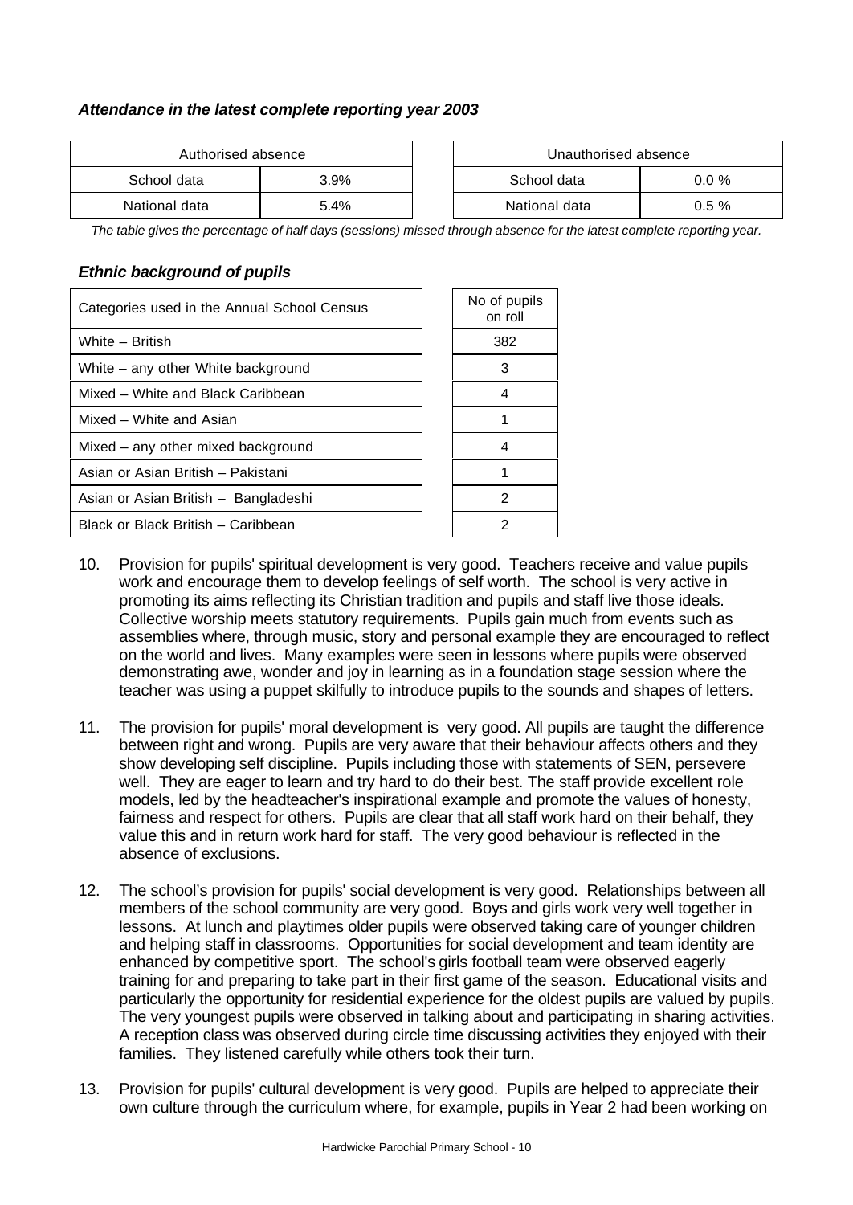### *Attendance in the latest complete reporting year 2003*

| Authorised absence | |
|---|---|
| School data | 3.9% |
| National data | 5.4% |

| Unauthorised absence | |
|---|---|
| School data | 0.0 % |
| National data | 0.5 % |

*The table gives the percentage of half days (sessions) missed through absence for the latest complete reporting year.*

### *Ethnic background of pupils*

| Categories used in the Annual School Census | No of pupils on roll |
|---|---|
| White – British | 382 |
| White – any other White background | 3 |
| Mixed – White and Black Caribbean | 4 |
| Mixed – White and Asian | 1 |
| Mixed – any other mixed background | 4 |
| Asian or Asian British – Pakistani | 1 |
| Asian or Asian British – Bangladeshi | 2 |
| Black or Black British – Caribbean | 2 |

10. Provision for pupils' spiritual development is very good. Teachers receive and value pupils work and encourage them to develop feelings of self worth. The school is very active in promoting its aims reflecting its Christian tradition and pupils and staff live those ideals. Collective worship meets statutory requirements. Pupils gain much from events such as assemblies where, through music, story and personal example they are encouraged to reflect on the world and lives. Many examples were seen in lessons where pupils were observed demonstrating awe, wonder and joy in learning as in a foundation stage session where the teacher was using a puppet skilfully to introduce pupils to the sounds and shapes of letters.

11. The provision for pupils' moral development is very good. All pupils are taught the difference between right and wrong. Pupils are very aware that their behaviour affects others and they show developing self discipline. Pupils including those with statements of SEN, persevere well. They are eager to learn and try hard to do their best. The staff provide excellent role models, led by the headteacher's inspirational example and promote the values of honesty, fairness and respect for others. Pupils are clear that all staff work hard on their behalf, they value this and in return work hard for staff. The very good behaviour is reflected in the absence of exclusions.

12. The school's provision for pupils' social development is very good. Relationships between all members of the school community are very good. Boys and girls work very well together in lessons. At lunch and playtimes older pupils were observed taking care of younger children and helping staff in classrooms. Opportunities for social development and team identity are enhanced by competitive sport. The school's girls football team were observed eagerly training for and preparing to take part in their first game of the season. Educational visits and particularly the opportunity for residential experience for the oldest pupils are valued by pupils. The very youngest pupils were observed in talking about and participating in sharing activities. A reception class was observed during circle time discussing activities they enjoyed with their families. They listened carefully while others took their turn.

13. Provision for pupils' cultural development is very good. Pupils are helped to appreciate their own culture through the curriculum where, for example, pupils in Year 2 had been working on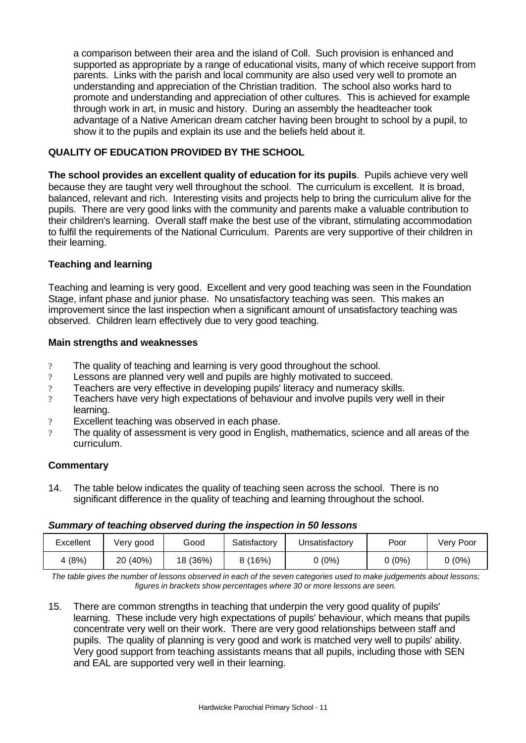a comparison between their area and the island of Coll. Such provision is enhanced and supported as appropriate by a range of educational visits, many of which receive support from parents. Links with the parish and local community are also used very well to promote an understanding and appreciation of the Christian tradition. The school also works hard to promote and understanding and appreciation of other cultures. This is achieved for example through work in art, in music and history. During an assembly the headteacher took advantage of a Native American dream catcher having been brought to school by a pupil, to show it to the pupils and explain its use and the beliefs held about it.

## QUALITY OF EDUCATION PROVIDED BY THE SCHOOL

**The school provides an excellent quality of education for its pupils**. Pupils achieve very well because they are taught very well throughout the school. The curriculum is excellent. It is broad, balanced, relevant and rich. Interesting visits and projects help to bring the curriculum alive for the pupils. There are very good links with the community and parents make a valuable contribution to their children's learning. Overall staff make the best use of the vibrant, stimulating accommodation to fulfil the requirements of the National Curriculum. Parents are very supportive of their children in their learning.

### Teaching and learning

Teaching and learning is very good. Excellent and very good teaching was seen in the Foundation Stage, infant phase and junior phase. No unsatisfactory teaching was seen. This makes an improvement since the last inspection when a significant amount of unsatisfactory teaching was observed. Children learn effectively due to very good teaching.

#### Main strengths and weaknesses

- The quality of teaching and learning is very good throughout the school.
- Lessons are planned very well and pupils are highly motivated to succeed.
- Teachers are very effective in developing pupils' literacy and numeracy skills.
- Teachers have very high expectations of behaviour and involve pupils very well in their learning.
- Excellent teaching was observed in each phase.
- The quality of assessment is very good in English, mathematics, science and all areas of the curriculum.

#### Commentary

14. The table below indicates the quality of teaching seen across the school. There is no significant difference in the quality of teaching and learning throughout the school.

***Summary of teaching observed during the inspection in 50 lessons***

| Excellent | Very good | Good | Satisfactory | Unsatisfactory | Poor | Very Poor |
|---|---|---|---|---|---|---|
| 4 (8%) | 20 (40%) | 18 (36%) | 8 (16%) | 0 (0%) | 0 (0%) | 0 (0%) |

*The table gives the number of lessons observed in each of the seven categories used to make judgements about lessons; figures in brackets show percentages where 30 or more lessons are seen.*

15. There are common strengths in teaching that underpin the very good quality of pupils' learning. These include very high expectations of pupils' behaviour, which means that pupils concentrate very well on their work. There are very good relationships between staff and pupils. The quality of planning is very good and work is matched very well to pupils' ability. Very good support from teaching assistants means that all pupils, including those with SEN and EAL are supported very well in their learning.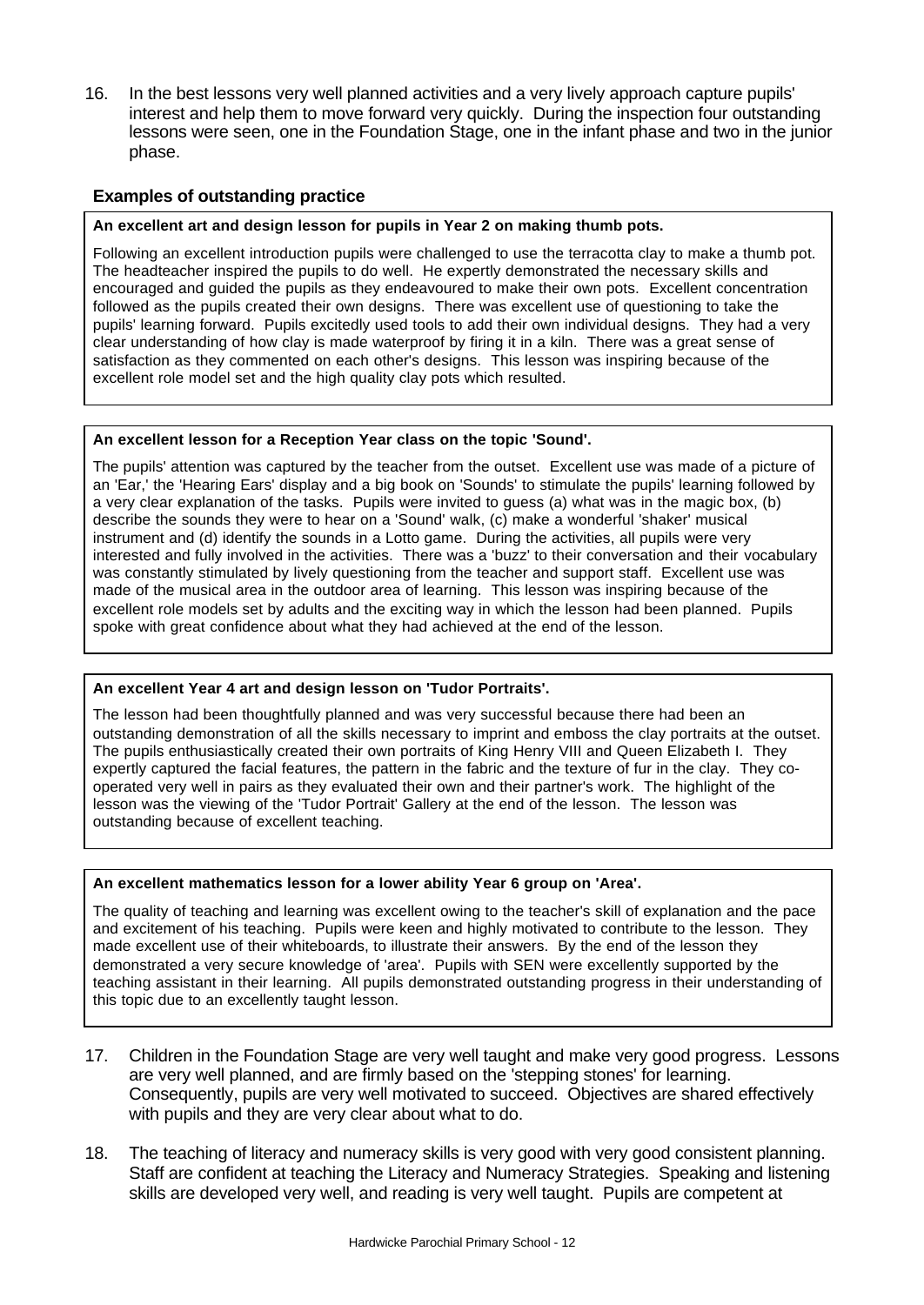16. In the best lessons very well planned activities and a very lively approach capture pupils' interest and help them to move forward very quickly. During the inspection four outstanding lessons were seen, one in the Foundation Stage, one in the infant phase and two in the junior phase.

### Examples of outstanding practice

**An excellent art and design lesson for pupils in Year 2 on making thumb pots.**

Following an excellent introduction pupils were challenged to use the terracotta clay to make a thumb pot. The headteacher inspired the pupils to do well. He expertly demonstrated the necessary skills and encouraged and guided the pupils as they endeavoured to make their own pots. Excellent concentration followed as the pupils created their own designs. There was excellent use of questioning to take the pupils' learning forward. Pupils excitedly used tools to add their own individual designs. They had a very clear understanding of how clay is made waterproof by firing it in a kiln. There was a great sense of satisfaction as they commented on each other's designs. This lesson was inspiring because of the excellent role model set and the high quality clay pots which resulted.

**An excellent lesson for a Reception Year class on the topic 'Sound'.**

The pupils' attention was captured by the teacher from the outset. Excellent use was made of a picture of an 'Ear,' the 'Hearing Ears' display and a big book on 'Sounds' to stimulate the pupils' learning followed by a very clear explanation of the tasks. Pupils were invited to guess (a) what was in the magic box, (b) describe the sounds they were to hear on a 'Sound' walk, (c) make a wonderful 'shaker' musical instrument and (d) identify the sounds in a Lotto game. During the activities, all pupils were very interested and fully involved in the activities. There was a 'buzz' to their conversation and their vocabulary was constantly stimulated by lively questioning from the teacher and support staff. Excellent use was made of the musical area in the outdoor area of learning. This lesson was inspiring because of the excellent role models set by adults and the exciting way in which the lesson had been planned. Pupils spoke with great confidence about what they had achieved at the end of the lesson.

**An excellent Year 4 art and design lesson on 'Tudor Portraits'.**

The lesson had been thoughtfully planned and was very successful because there had been an outstanding demonstration of all the skills necessary to imprint and emboss the clay portraits at the outset. The pupils enthusiastically created their own portraits of King Henry VIII and Queen Elizabeth I. They expertly captured the facial features, the pattern in the fabric and the texture of fur in the clay. They co-operated very well in pairs as they evaluated their own and their partner's work. The highlight of the lesson was the viewing of the 'Tudor Portrait' Gallery at the end of the lesson. The lesson was outstanding because of excellent teaching.

**An excellent mathematics lesson for a lower ability Year 6 group on 'Area'.**

The quality of teaching and learning was excellent owing to the teacher's skill of explanation and the pace and excitement of his teaching. Pupils were keen and highly motivated to contribute to the lesson. They made excellent use of their whiteboards, to illustrate their answers. By the end of the lesson they demonstrated a very secure knowledge of 'area'. Pupils with SEN were excellently supported by the teaching assistant in their learning. All pupils demonstrated outstanding progress in their understanding of this topic due to an excellently taught lesson.

17. Children in the Foundation Stage are very well taught and make very good progress. Lessons are very well planned, and are firmly based on the 'stepping stones' for learning. Consequently, pupils are very well motivated to succeed. Objectives are shared effectively with pupils and they are very clear about what to do.

18. The teaching of literacy and numeracy skills is very good with very good consistent planning. Staff are confident at teaching the Literacy and Numeracy Strategies. Speaking and listening skills are developed very well, and reading is very well taught. Pupils are competent at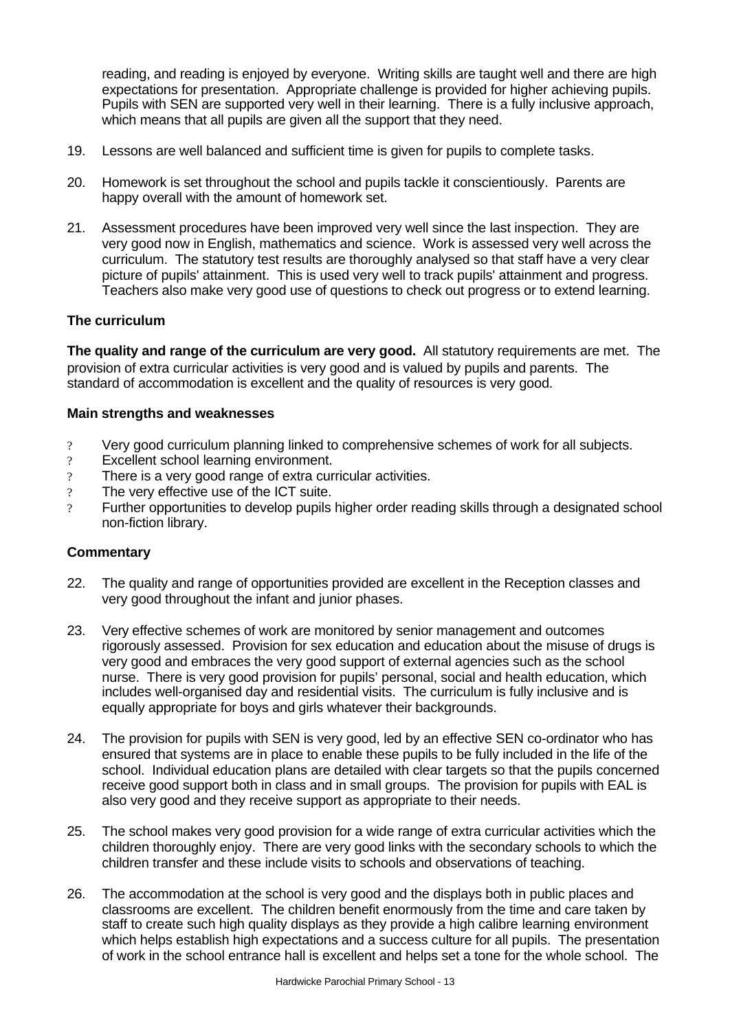reading, and reading is enjoyed by everyone. Writing skills are taught well and there are high expectations for presentation. Appropriate challenge is provided for higher achieving pupils. Pupils with SEN are supported very well in their learning. There is a fully inclusive approach, which means that all pupils are given all the support that they need.

19. Lessons are well balanced and sufficient time is given for pupils to complete tasks.

20. Homework is set throughout the school and pupils tackle it conscientiously. Parents are happy overall with the amount of homework set.

21. Assessment procedures have been improved very well since the last inspection. They are very good now in English, mathematics and science. Work is assessed very well across the curriculum. The statutory test results are thoroughly analysed so that staff have a very clear picture of pupils' attainment. This is used very well to track pupils' attainment and progress. Teachers also make very good use of questions to check out progress or to extend learning.

### The curriculum

**The quality and range of the curriculum are very good.** All statutory requirements are met. The provision of extra curricular activities is very good and is valued by pupils and parents. The standard of accommodation is excellent and the quality of resources is very good.

#### Main strengths and weaknesses

- Very good curriculum planning linked to comprehensive schemes of work for all subjects.
- Excellent school learning environment.
- There is a very good range of extra curricular activities.
- The very effective use of the ICT suite.
- Further opportunities to develop pupils higher order reading skills through a designated school non-fiction library.

#### Commentary

22. The quality and range of opportunities provided are excellent in the Reception classes and very good throughout the infant and junior phases.

23. Very effective schemes of work are monitored by senior management and outcomes rigorously assessed. Provision for sex education and education about the misuse of drugs is very good and embraces the very good support of external agencies such as the school nurse. There is very good provision for pupils' personal, social and health education, which includes well-organised day and residential visits. The curriculum is fully inclusive and is equally appropriate for boys and girls whatever their backgrounds.

24. The provision for pupils with SEN is very good, led by an effective SEN co-ordinator who has ensured that systems are in place to enable these pupils to be fully included in the life of the school. Individual education plans are detailed with clear targets so that the pupils concerned receive good support both in class and in small groups. The provision for pupils with EAL is also very good and they receive support as appropriate to their needs.

25. The school makes very good provision for a wide range of extra curricular activities which the children thoroughly enjoy. There are very good links with the secondary schools to which the children transfer and these include visits to schools and observations of teaching.

26. The accommodation at the school is very good and the displays both in public places and classrooms are excellent. The children benefit enormously from the time and care taken by staff to create such high quality displays as they provide a high calibre learning environment which helps establish high expectations and a success culture for all pupils. The presentation of work in the school entrance hall is excellent and helps set a tone for the whole school. The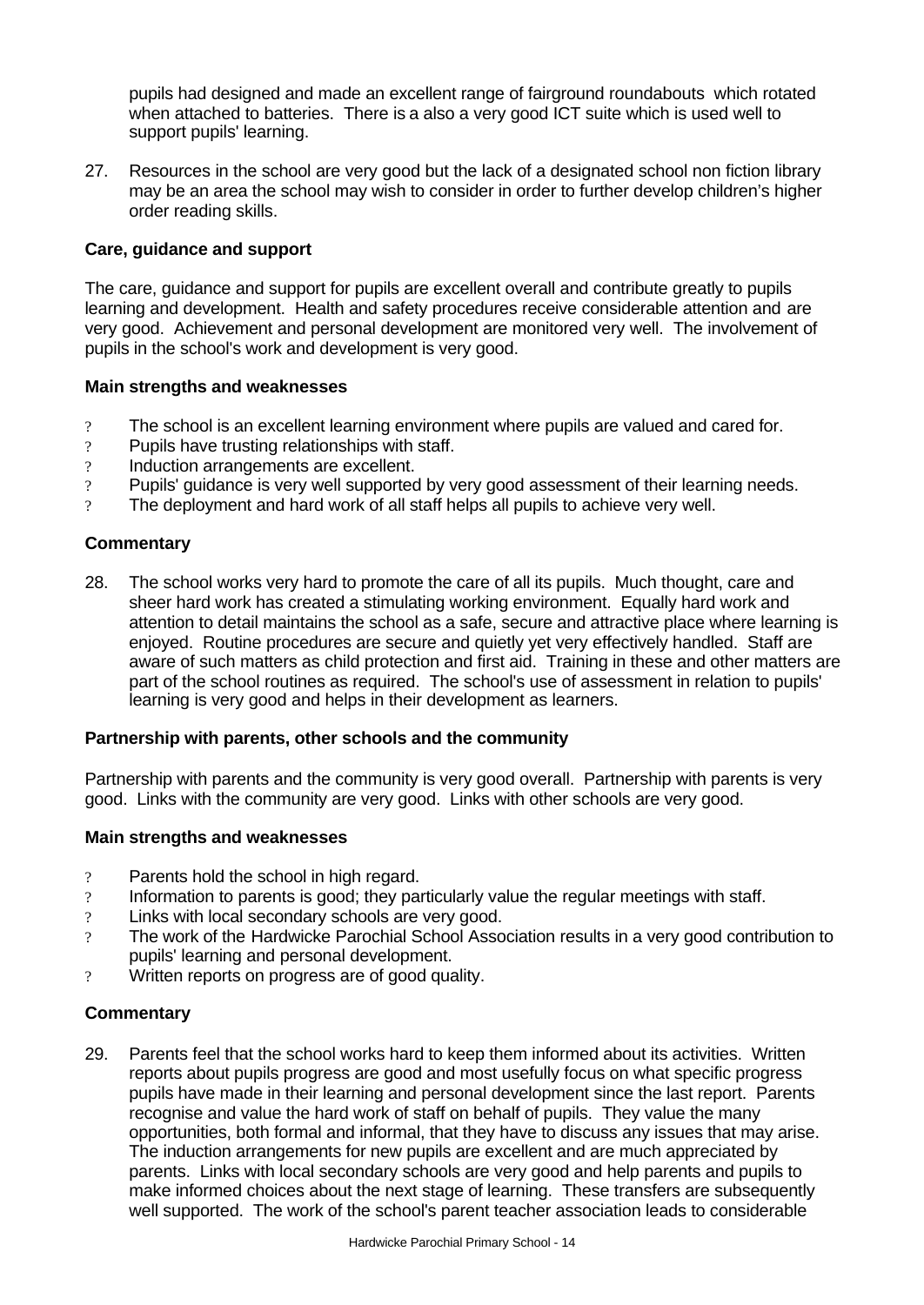pupils had designed and made an excellent range of fairground roundabouts which rotated when attached to batteries. There is a also a very good ICT suite which is used well to support pupils' learning.

27. Resources in the school are very good but the lack of a designated school non fiction library may be an area the school may wish to consider in order to further develop children's higher order reading skills.

### Care, guidance and support

The care, guidance and support for pupils are excellent overall and contribute greatly to pupils learning and development. Health and safety procedures receive considerable attention and are very good. Achievement and personal development are monitored very well. The involvement of pupils in the school's work and development is very good.

#### Main strengths and weaknesses

- The school is an excellent learning environment where pupils are valued and cared for.
- Pupils have trusting relationships with staff.
- Induction arrangements are excellent.
- Pupils' guidance is very well supported by very good assessment of their learning needs.
- The deployment and hard work of all staff helps all pupils to achieve very well.

#### Commentary

28. The school works very hard to promote the care of all its pupils. Much thought, care and sheer hard work has created a stimulating working environment. Equally hard work and attention to detail maintains the school as a safe, secure and attractive place where learning is enjoyed. Routine procedures are secure and quietly yet very effectively handled. Staff are aware of such matters as child protection and first aid. Training in these and other matters are part of the school routines as required. The school's use of assessment in relation to pupils' learning is very good and helps in their development as learners.

### Partnership with parents, other schools and the community

Partnership with parents and the community is very good overall. Partnership with parents is very good. Links with the community are very good. Links with other schools are very good.

#### Main strengths and weaknesses

- Parents hold the school in high regard.
- Information to parents is good; they particularly value the regular meetings with staff.
- Links with local secondary schools are very good.
- The work of the Hardwicke Parochial School Association results in a very good contribution to pupils' learning and personal development.
- Written reports on progress are of good quality.

#### Commentary

29. Parents feel that the school works hard to keep them informed about its activities. Written reports about pupils progress are good and most usefully focus on what specific progress pupils have made in their learning and personal development since the last report. Parents recognise and value the hard work of staff on behalf of pupils. They value the many opportunities, both formal and informal, that they have to discuss any issues that may arise. The induction arrangements for new pupils are excellent and are much appreciated by parents. Links with local secondary schools are very good and help parents and pupils to make informed choices about the next stage of learning. These transfers are subsequently well supported. The work of the school's parent teacher association leads to considerable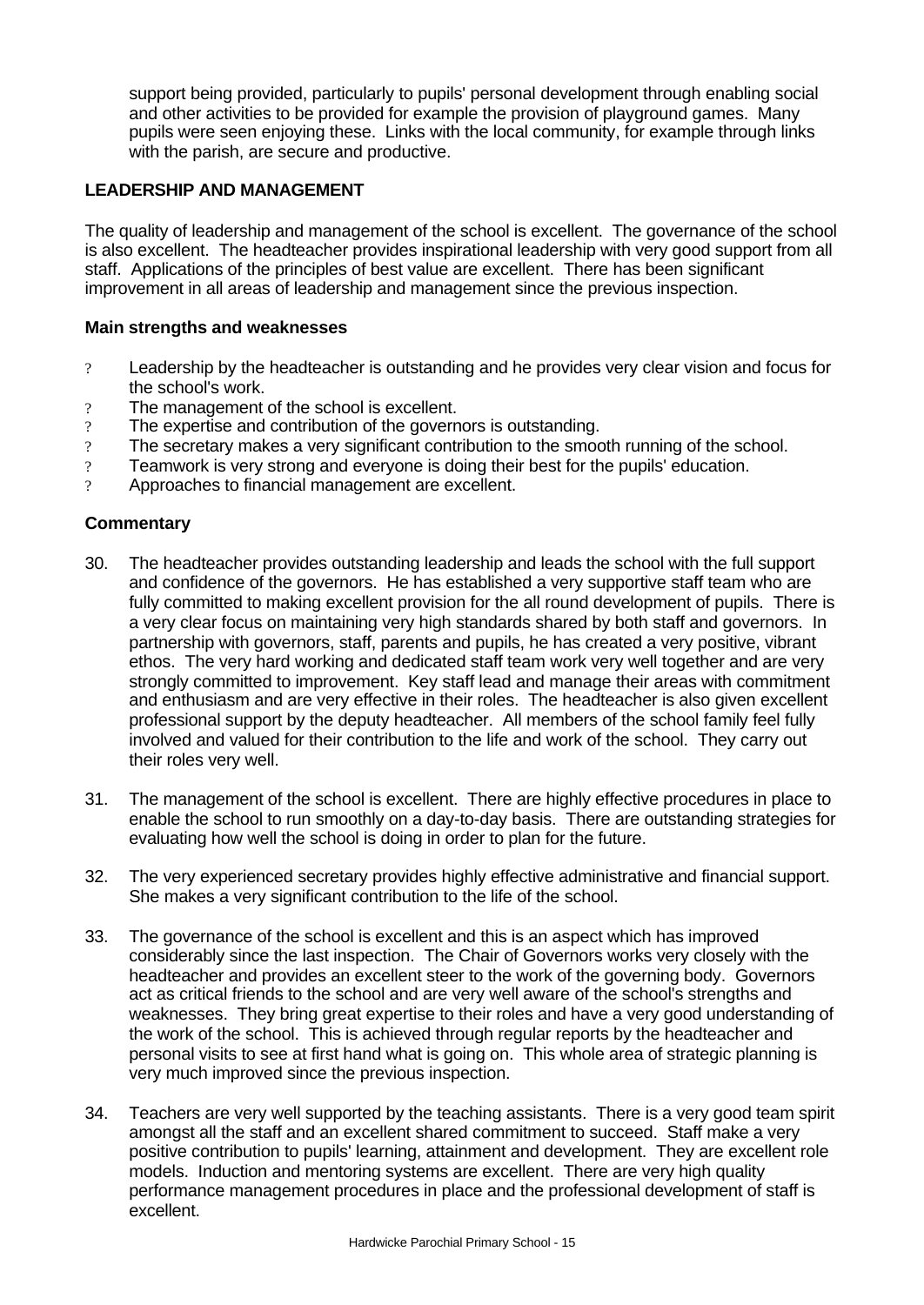support being provided, particularly to pupils' personal development through enabling social and other activities to be provided for example the provision of playground games. Many pupils were seen enjoying these. Links with the local community, for example through links with the parish, are secure and productive.

## LEADERSHIP AND MANAGEMENT

The quality of leadership and management of the school is excellent. The governance of the school is also excellent. The headteacher provides inspirational leadership with very good support from all staff. Applications of the principles of best value are excellent. There has been significant improvement in all areas of leadership and management since the previous inspection.

### Main strengths and weaknesses

- Leadership by the headteacher is outstanding and he provides very clear vision and focus for the school's work.
- The management of the school is excellent.
- The expertise and contribution of the governors is outstanding.
- The secretary makes a very significant contribution to the smooth running of the school.
- Teamwork is very strong and everyone is doing their best for the pupils' education.
- Approaches to financial management are excellent.

### Commentary

30. The headteacher provides outstanding leadership and leads the school with the full support and confidence of the governors. He has established a very supportive staff team who are fully committed to making excellent provision for the all round development of pupils. There is a very clear focus on maintaining very high standards shared by both staff and governors. In partnership with governors, staff, parents and pupils, he has created a very positive, vibrant ethos. The very hard working and dedicated staff team work very well together and are very strongly committed to improvement. Key staff lead and manage their areas with commitment and enthusiasm and are very effective in their roles. The headteacher is also given excellent professional support by the deputy headteacher. All members of the school family feel fully involved and valued for their contribution to the life and work of the school. They carry out their roles very well.

31. The management of the school is excellent. There are highly effective procedures in place to enable the school to run smoothly on a day-to-day basis. There are outstanding strategies for evaluating how well the school is doing in order to plan for the future.

32. The very experienced secretary provides highly effective administrative and financial support. She makes a very significant contribution to the life of the school.

33. The governance of the school is excellent and this is an aspect which has improved considerably since the last inspection. The Chair of Governors works very closely with the headteacher and provides an excellent steer to the work of the governing body. Governors act as critical friends to the school and are very well aware of the school's strengths and weaknesses. They bring great expertise to their roles and have a very good understanding of the work of the school. This is achieved through regular reports by the headteacher and personal visits to see at first hand what is going on. This whole area of strategic planning is very much improved since the previous inspection.

34. Teachers are very well supported by the teaching assistants. There is a very good team spirit amongst all the staff and an excellent shared commitment to succeed. Staff make a very positive contribution to pupils' learning, attainment and development. They are excellent role models. Induction and mentoring systems are excellent. There are very high quality performance management procedures in place and the professional development of staff is excellent.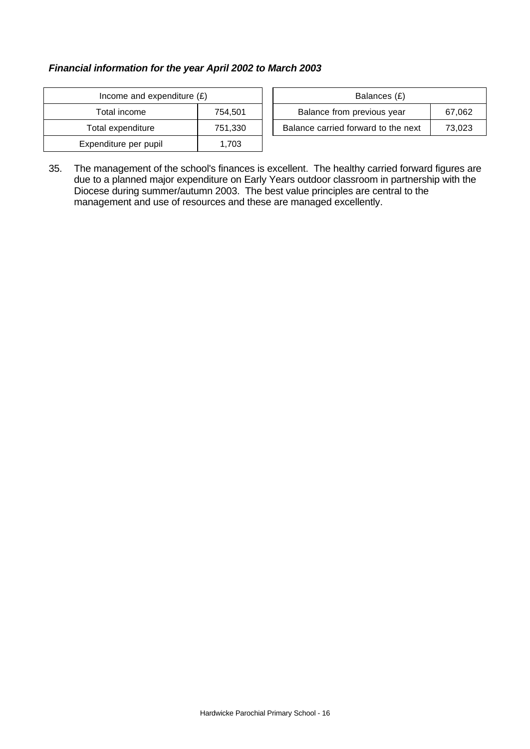***Financial information for the year April 2002 to March 2003***

| Income and expenditure (£) | |
|---|---|
| Total income | 754,501 |
| Total expenditure | 751,330 |
| Expenditure per pupil | 1,703 |

| Balances (£) | |
|---|---|
| Balance from previous year | 67,062 |
| Balance carried forward to the next | 73,023 |

35. The management of the school's finances is excellent. The healthy carried forward figures are due to a planned major expenditure on Early Years outdoor classroom in partnership with the Diocese during summer/autumn 2003. The best value principles are central to the management and use of resources and these are managed excellently.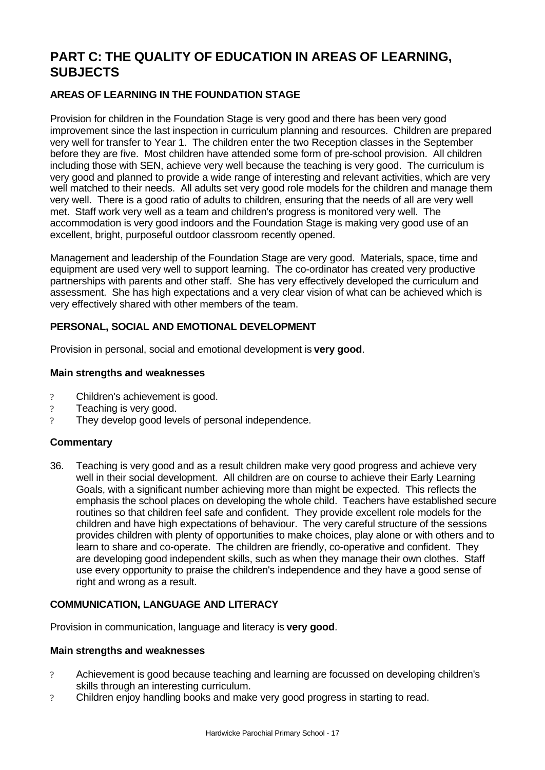# PART C: THE QUALITY OF EDUCATION IN AREAS OF LEARNING, SUBJECTS

## AREAS OF LEARNING IN THE FOUNDATION STAGE

Provision for children in the Foundation Stage is very good and there has been very good improvement since the last inspection in curriculum planning and resources. Children are prepared very well for transfer to Year 1. The children enter the two Reception classes in the September before they are five. Most children have attended some form of pre-school provision. All children including those with SEN, achieve very well because the teaching is very good. The curriculum is very good and planned to provide a wide range of interesting and relevant activities, which are very well matched to their needs. All adults set very good role models for the children and manage them very well. There is a good ratio of adults to children, ensuring that the needs of all are very well met. Staff work very well as a team and children's progress is monitored very well. The accommodation is very good indoors and the Foundation Stage is making very good use of an excellent, bright, purposeful outdoor classroom recently opened.

Management and leadership of the Foundation Stage are very good. Materials, space, time and equipment are used very well to support learning. The co-ordinator has created very productive partnerships with parents and other staff. She has very effectively developed the curriculum and assessment. She has high expectations and a very clear vision of what can be achieved which is very effectively shared with other members of the team.

### PERSONAL, SOCIAL AND EMOTIONAL DEVELOPMENT

Provision in personal, social and emotional development is **very good**.

#### Main strengths and weaknesses

- Children's achievement is good.
- Teaching is very good.
- They develop good levels of personal independence.

#### Commentary

36. Teaching is very good and as a result children make very good progress and achieve very well in their social development. All children are on course to achieve their Early Learning Goals, with a significant number achieving more than might be expected. This reflects the emphasis the school places on developing the whole child. Teachers have established secure routines so that children feel safe and confident. They provide excellent role models for the children and have high expectations of behaviour. The very careful structure of the sessions provides children with plenty of opportunities to make choices, play alone or with others and to learn to share and co-operate. The children are friendly, co-operative and confident. They are developing good independent skills, such as when they manage their own clothes. Staff use every opportunity to praise the children's independence and they have a good sense of right and wrong as a result.

### COMMUNICATION, LANGUAGE AND LITERACY

Provision in communication, language and literacy is **very good**.

#### Main strengths and weaknesses

- Achievement is good because teaching and learning are focussed on developing children's skills through an interesting curriculum.
- Children enjoy handling books and make very good progress in starting to read.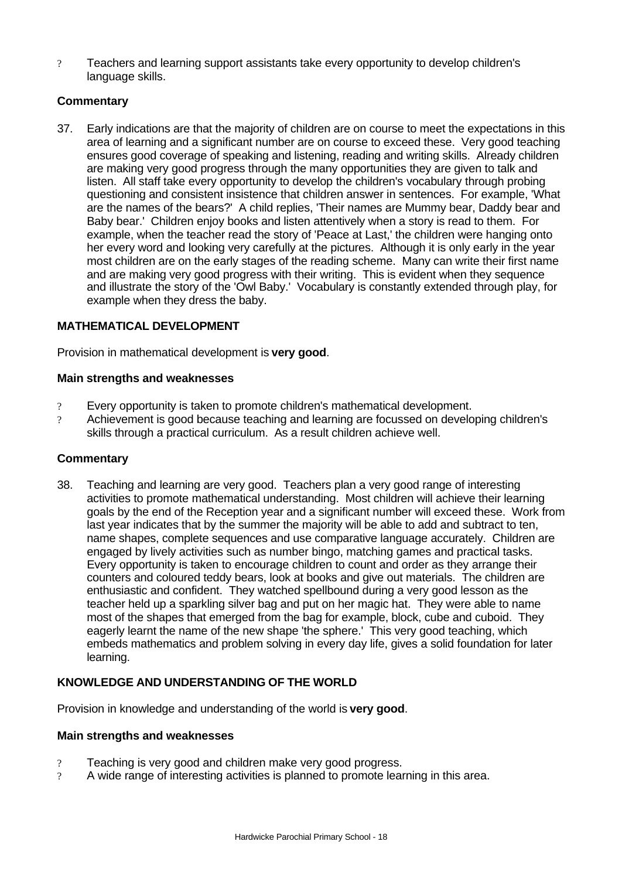- Teachers and learning support assistants take every opportunity to develop children's language skills.

**Commentary**

37. Early indications are that the majority of children are on course to meet the expectations in this area of learning and a significant number are on course to exceed these. Very good teaching ensures good coverage of speaking and listening, reading and writing skills. Already children are making very good progress through the many opportunities they are given to talk and listen. All staff take every opportunity to develop the children's vocabulary through probing questioning and consistent insistence that children answer in sentences. For example, 'What are the names of the bears?' A child replies, 'Their names are Mummy bear, Daddy bear and Baby bear.' Children enjoy books and listen attentively when a story is read to them. For example, when the teacher read the story of 'Peace at Last,' the children were hanging onto her every word and looking very carefully at the pictures. Although it is only early in the year most children are on the early stages of the reading scheme. Many can write their first name and are making very good progress with their writing. This is evident when they sequence and illustrate the story of the 'Owl Baby.' Vocabulary is constantly extended through play, for example when they dress the baby.

**MATHEMATICAL DEVELOPMENT**

Provision in mathematical development is **very good**.

**Main strengths and weaknesses**

- Every opportunity is taken to promote children's mathematical development.
- Achievement is good because teaching and learning are focussed on developing children's skills through a practical curriculum. As a result children achieve well.

**Commentary**

38. Teaching and learning are very good. Teachers plan a very good range of interesting activities to promote mathematical understanding. Most children will achieve their learning goals by the end of the Reception year and a significant number will exceed these. Work from last year indicates that by the summer the majority will be able to add and subtract to ten, name shapes, complete sequences and use comparative language accurately. Children are engaged by lively activities such as number bingo, matching games and practical tasks. Every opportunity is taken to encourage children to count and order as they arrange their counters and coloured teddy bears, look at books and give out materials. The children are enthusiastic and confident. They watched spellbound during a very good lesson as the teacher held up a sparkling silver bag and put on her magic hat. They were able to name most of the shapes that emerged from the bag for example, block, cube and cuboid. They eagerly learnt the name of the new shape 'the sphere.' This very good teaching, which embeds mathematics and problem solving in every day life, gives a solid foundation for later learning.

**KNOWLEDGE AND UNDERSTANDING OF THE WORLD**

Provision in knowledge and understanding of the world is **very good**.

**Main strengths and weaknesses**

- Teaching is very good and children make very good progress.
- A wide range of interesting activities is planned to promote learning in this area.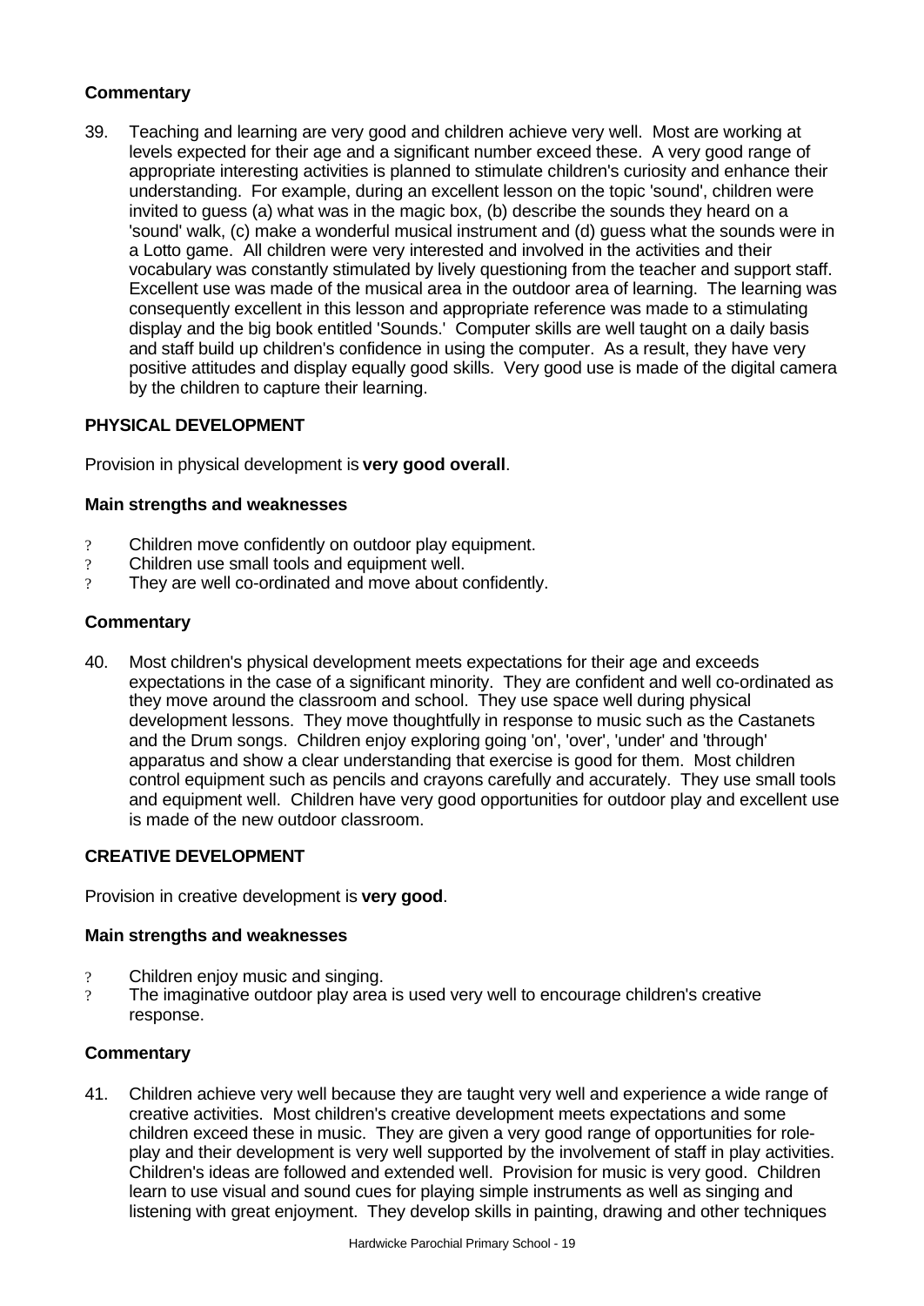### Commentary

39. Teaching and learning are very good and children achieve very well. Most are working at levels expected for their age and a significant number exceed these. A very good range of appropriate interesting activities is planned to stimulate children's curiosity and enhance their understanding. For example, during an excellent lesson on the topic 'sound', children were invited to guess (a) what was in the magic box, (b) describe the sounds they heard on a 'sound' walk, (c) make a wonderful musical instrument and (d) guess what the sounds were in a Lotto game. All children were very interested and involved in the activities and their vocabulary was constantly stimulated by lively questioning from the teacher and support staff. Excellent use was made of the musical area in the outdoor area of learning. The learning was consequently excellent in this lesson and appropriate reference was made to a stimulating display and the big book entitled 'Sounds.' Computer skills are well taught on a daily basis and staff build up children's confidence in using the computer. As a result, they have very positive attitudes and display equally good skills. Very good use is made of the digital camera by the children to capture their learning.

### PHYSICAL DEVELOPMENT

Provision in physical development is **very good overall**.

#### Main strengths and weaknesses

- Children move confidently on outdoor play equipment.
- Children use small tools and equipment well.
- They are well co-ordinated and move about confidently.

### Commentary

40. Most children's physical development meets expectations for their age and exceeds expectations in the case of a significant minority. They are confident and well co-ordinated as they move around the classroom and school. They use space well during physical development lessons. They move thoughtfully in response to music such as the Castanets and the Drum songs. Children enjoy exploring going 'on', 'over', 'under' and 'through' apparatus and show a clear understanding that exercise is good for them. Most children control equipment such as pencils and crayons carefully and accurately. They use small tools and equipment well. Children have very good opportunities for outdoor play and excellent use is made of the new outdoor classroom.

### CREATIVE DEVELOPMENT

Provision in creative development is **very good**.

#### Main strengths and weaknesses

- Children enjoy music and singing.
- The imaginative outdoor play area is used very well to encourage children's creative response.

### Commentary

41. Children achieve very well because they are taught very well and experience a wide range of creative activities. Most children's creative development meets expectations and some children exceed these in music. They are given a very good range of opportunities for role-play and their development is very well supported by the involvement of staff in play activities. Children's ideas are followed and extended well. Provision for music is very good. Children learn to use visual and sound cues for playing simple instruments as well as singing and listening with great enjoyment. They develop skills in painting, drawing and other techniques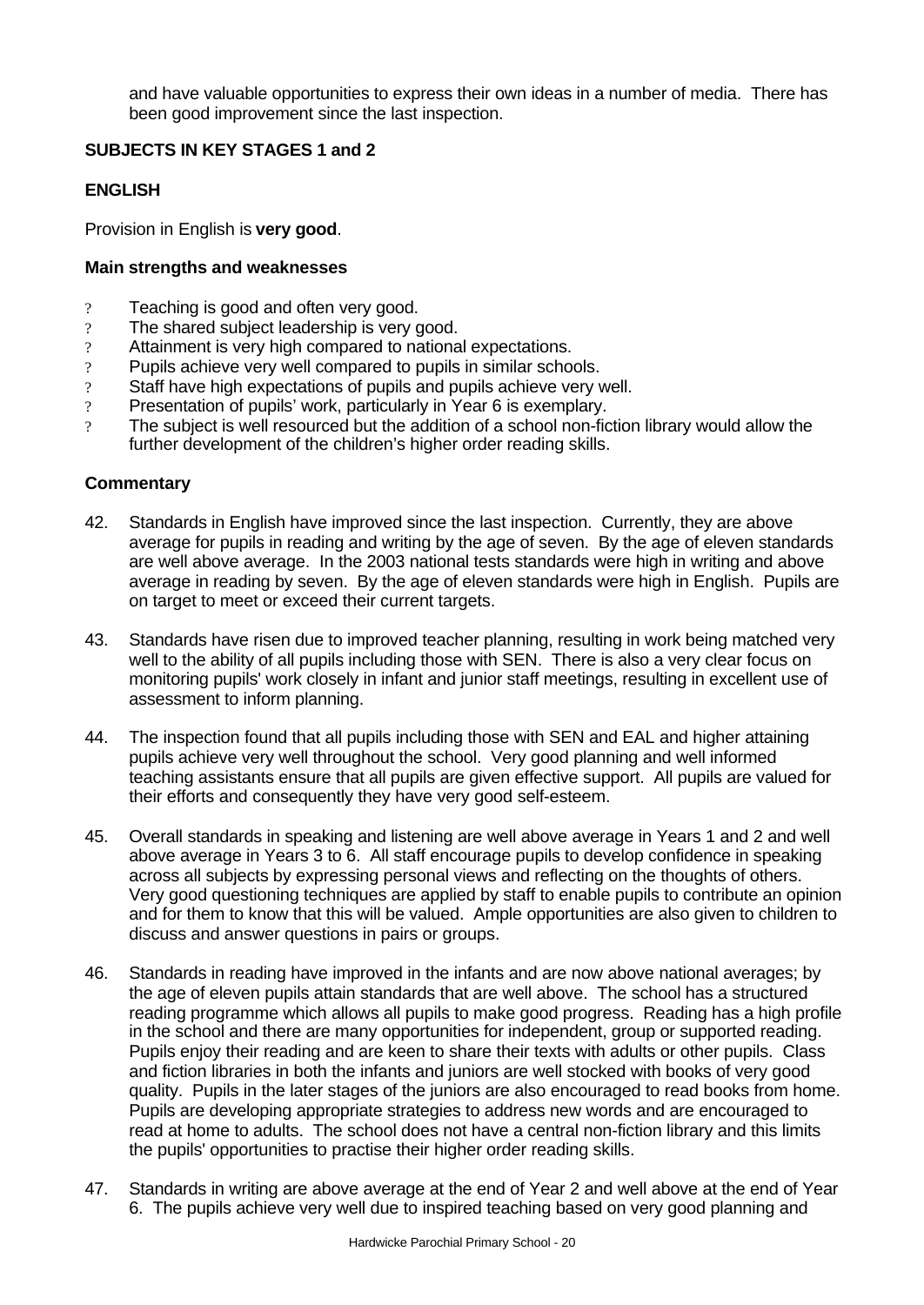and have valuable opportunities to express their own ideas in a number of media. There has been good improvement since the last inspection.

## SUBJECTS IN KEY STAGES 1 and 2

### ENGLISH

Provision in English is **very good**.

#### Main strengths and weaknesses

- Teaching is good and often very good.
- The shared subject leadership is very good.
- Attainment is very high compared to national expectations.
- Pupils achieve very well compared to pupils in similar schools.
- Staff have high expectations of pupils and pupils achieve very well.
- Presentation of pupils' work, particularly in Year 6 is exemplary.
- The subject is well resourced but the addition of a school non-fiction library would allow the further development of the children's higher order reading skills.

#### Commentary

42. Standards in English have improved since the last inspection. Currently, they are above average for pupils in reading and writing by the age of seven. By the age of eleven standards are well above average. In the 2003 national tests standards were high in writing and above average in reading by seven. By the age of eleven standards were high in English. Pupils are on target to meet or exceed their current targets.

43. Standards have risen due to improved teacher planning, resulting in work being matched very well to the ability of all pupils including those with SEN. There is also a very clear focus on monitoring pupils' work closely in infant and junior staff meetings, resulting in excellent use of assessment to inform planning.

44. The inspection found that all pupils including those with SEN and EAL and higher attaining pupils achieve very well throughout the school. Very good planning and well informed teaching assistants ensure that all pupils are given effective support. All pupils are valued for their efforts and consequently they have very good self-esteem.

45. Overall standards in speaking and listening are well above average in Years 1 and 2 and well above average in Years 3 to 6. All staff encourage pupils to develop confidence in speaking across all subjects by expressing personal views and reflecting on the thoughts of others. Very good questioning techniques are applied by staff to enable pupils to contribute an opinion and for them to know that this will be valued. Ample opportunities are also given to children to discuss and answer questions in pairs or groups.

46. Standards in reading have improved in the infants and are now above national averages; by the age of eleven pupils attain standards that are well above. The school has a structured reading programme which allows all pupils to make good progress. Reading has a high profile in the school and there are many opportunities for independent, group or supported reading. Pupils enjoy their reading and are keen to share their texts with adults or other pupils. Class and fiction libraries in both the infants and juniors are well stocked with books of very good quality. Pupils in the later stages of the juniors are also encouraged to read books from home. Pupils are developing appropriate strategies to address new words and are encouraged to read at home to adults. The school does not have a central non-fiction library and this limits the pupils' opportunities to practise their higher order reading skills.

47. Standards in writing are above average at the end of Year 2 and well above at the end of Year 6. The pupils achieve very well due to inspired teaching based on very good planning and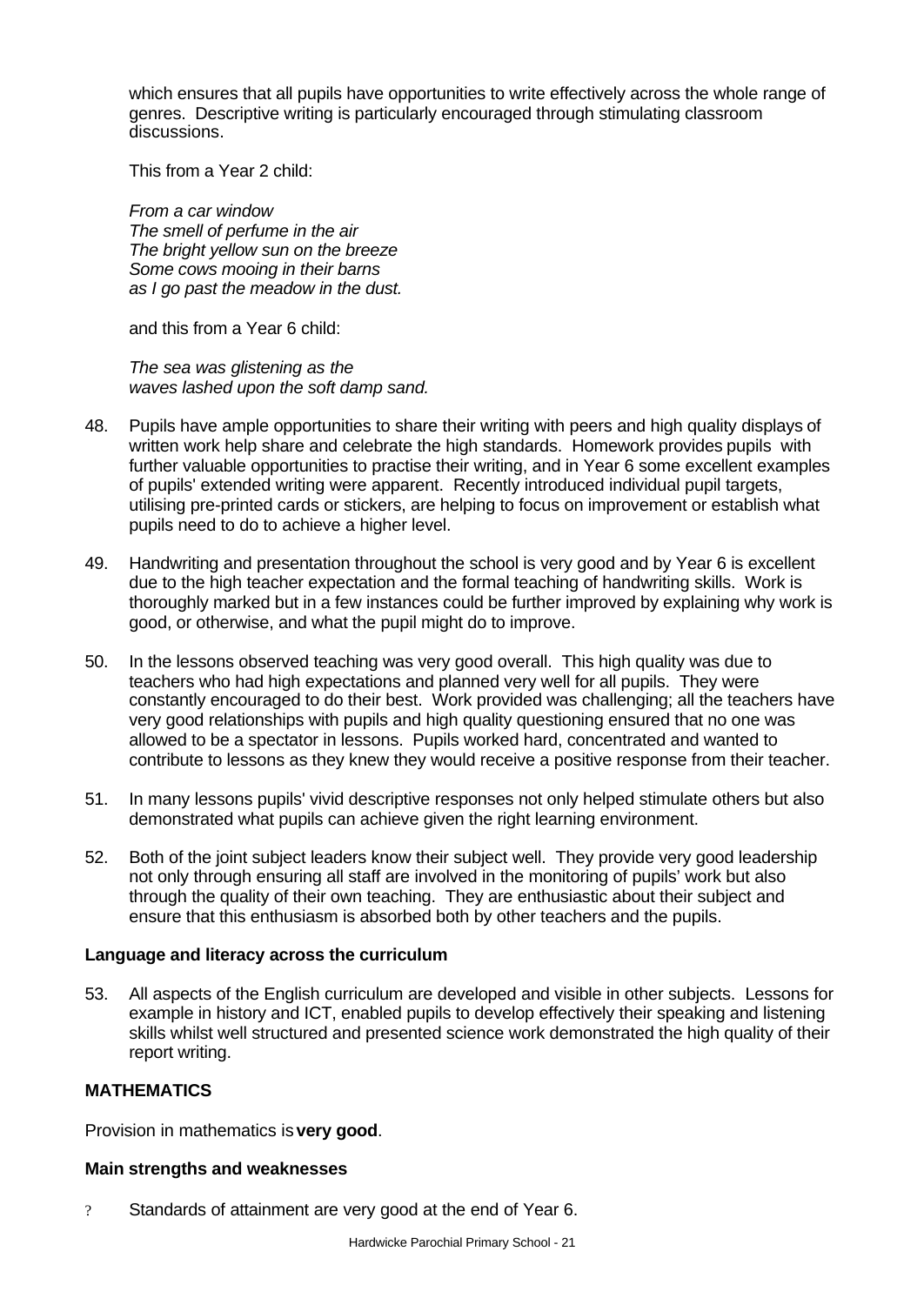which ensures that all pupils have opportunities to write effectively across the whole range of genres. Descriptive writing is particularly encouraged through stimulating classroom discussions.

This from a Year 2 child:

*From a car window*
*The smell of perfume in the air*
*The bright yellow sun on the breeze*
*Some cows mooing in their barns*
*as I go past the meadow in the dust.*

and this from a Year 6 child:

*The sea was glistening as the*
*waves lashed upon the soft damp sand.*

48. Pupils have ample opportunities to share their writing with peers and high quality displays of written work help share and celebrate the high standards. Homework provides pupils with further valuable opportunities to practise their writing, and in Year 6 some excellent examples of pupils' extended writing were apparent. Recently introduced individual pupil targets, utilising pre-printed cards or stickers, are helping to focus on improvement or establish what pupils need to do to achieve a higher level.

49. Handwriting and presentation throughout the school is very good and by Year 6 is excellent due to the high teacher expectation and the formal teaching of handwriting skills. Work is thoroughly marked but in a few instances could be further improved by explaining why work is good, or otherwise, and what the pupil might do to improve.

50. In the lessons observed teaching was very good overall. This high quality was due to teachers who had high expectations and planned very well for all pupils. They were constantly encouraged to do their best. Work provided was challenging; all the teachers have very good relationships with pupils and high quality questioning ensured that no one was allowed to be a spectator in lessons. Pupils worked hard, concentrated and wanted to contribute to lessons as they knew they would receive a positive response from their teacher.

51. In many lessons pupils' vivid descriptive responses not only helped stimulate others but also demonstrated what pupils can achieve given the right learning environment.

52. Both of the joint subject leaders know their subject well. They provide very good leadership not only through ensuring all staff are involved in the monitoring of pupils' work but also through the quality of their own teaching. They are enthusiastic about their subject and ensure that this enthusiasm is absorbed both by other teachers and the pupils.

**Language and literacy across the curriculum**

53. All aspects of the English curriculum are developed and visible in other subjects. Lessons for example in history and ICT, enabled pupils to develop effectively their speaking and listening skills whilst well structured and presented science work demonstrated the high quality of their report writing.

**MATHEMATICS**

Provision in mathematics is **very good**.

**Main strengths and weaknesses**

- Standards of attainment are very good at the end of Year 6.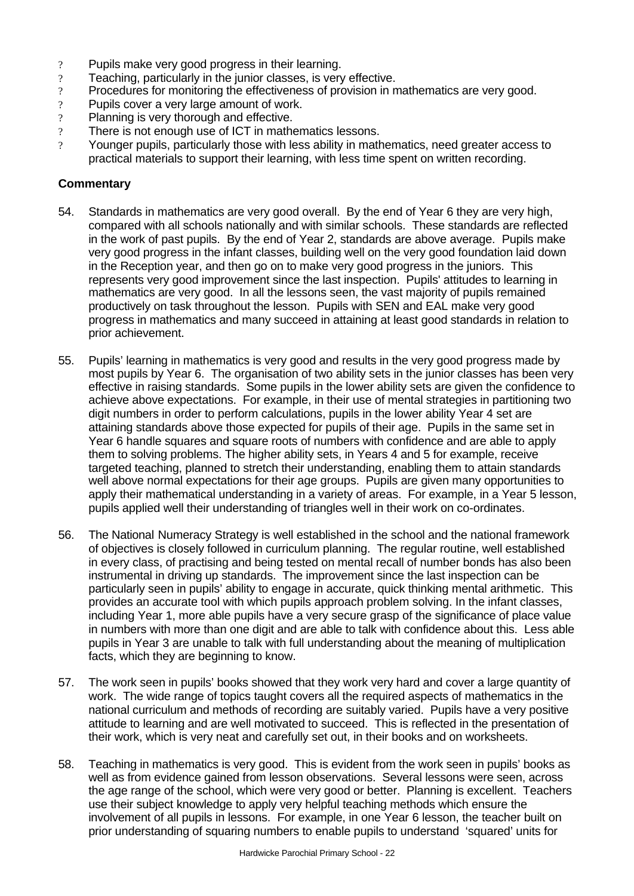- Pupils make very good progress in their learning.
- Teaching, particularly in the junior classes, is very effective.
- Procedures for monitoring the effectiveness of provision in mathematics are very good.
- Pupils cover a very large amount of work.
- Planning is very thorough and effective.
- There is not enough use of ICT in mathematics lessons.
- Younger pupils, particularly those with less ability in mathematics, need greater access to practical materials to support their learning, with less time spent on written recording.

**Commentary**

54. Standards in mathematics are very good overall. By the end of Year 6 they are very high, compared with all schools nationally and with similar schools. These standards are reflected in the work of past pupils. By the end of Year 2, standards are above average. Pupils make very good progress in the infant classes, building well on the very good foundation laid down in the Reception year, and then go on to make very good progress in the juniors. This represents very good improvement since the last inspection. Pupils' attitudes to learning in mathematics are very good. In all the lessons seen, the vast majority of pupils remained productively on task throughout the lesson. Pupils with SEN and EAL make very good progress in mathematics and many succeed in attaining at least good standards in relation to prior achievement.

55. Pupils' learning in mathematics is very good and results in the very good progress made by most pupils by Year 6. The organisation of two ability sets in the junior classes has been very effective in raising standards. Some pupils in the lower ability sets are given the confidence to achieve above expectations. For example, in their use of mental strategies in partitioning two digit numbers in order to perform calculations, pupils in the lower ability Year 4 set are attaining standards above those expected for pupils of their age. Pupils in the same set in Year 6 handle squares and square roots of numbers with confidence and are able to apply them to solving problems. The higher ability sets, in Years 4 and 5 for example, receive targeted teaching, planned to stretch their understanding, enabling them to attain standards well above normal expectations for their age groups. Pupils are given many opportunities to apply their mathematical understanding in a variety of areas. For example, in a Year 5 lesson, pupils applied well their understanding of triangles well in their work on co-ordinates.

56. The National Numeracy Strategy is well established in the school and the national framework of objectives is closely followed in curriculum planning. The regular routine, well established in every class, of practising and being tested on mental recall of number bonds has also been instrumental in driving up standards. The improvement since the last inspection can be particularly seen in pupils' ability to engage in accurate, quick thinking mental arithmetic. This provides an accurate tool with which pupils approach problem solving. In the infant classes, including Year 1, more able pupils have a very secure grasp of the significance of place value in numbers with more than one digit and are able to talk with confidence about this. Less able pupils in Year 3 are unable to talk with full understanding about the meaning of multiplication facts, which they are beginning to know.

57. The work seen in pupils' books showed that they work very hard and cover a large quantity of work. The wide range of topics taught covers all the required aspects of mathematics in the national curriculum and methods of recording are suitably varied. Pupils have a very positive attitude to learning and are well motivated to succeed. This is reflected in the presentation of their work, which is very neat and carefully set out, in their books and on worksheets.

58. Teaching in mathematics is very good. This is evident from the work seen in pupils' books as well as from evidence gained from lesson observations. Several lessons were seen, across the age range of the school, which were very good or better. Planning is excellent. Teachers use their subject knowledge to apply very helpful teaching methods which ensure the involvement of all pupils in lessons. For example, in one Year 6 lesson, the teacher built on prior understanding of squaring numbers to enable pupils to understand 'squared' units for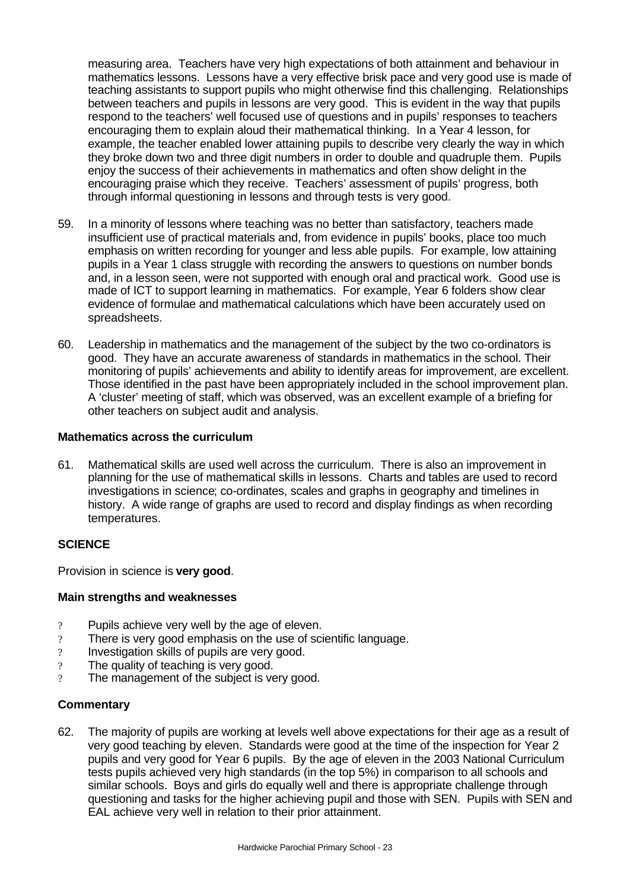measuring area. Teachers have very high expectations of both attainment and behaviour in mathematics lessons. Lessons have a very effective brisk pace and very good use is made of teaching assistants to support pupils who might otherwise find this challenging. Relationships between teachers and pupils in lessons are very good. This is evident in the way that pupils respond to the teachers' well focused use of questions and in pupils' responses to teachers encouraging them to explain aloud their mathematical thinking. In a Year 4 lesson, for example, the teacher enabled lower attaining pupils to describe very clearly the way in which they broke down two and three digit numbers in order to double and quadruple them. Pupils enjoy the success of their achievements in mathematics and often show delight in the encouraging praise which they receive. Teachers' assessment of pupils' progress, both through informal questioning in lessons and through tests is very good.

59. In a minority of lessons where teaching was no better than satisfactory, teachers made insufficient use of practical materials and, from evidence in pupils' books, place too much emphasis on written recording for younger and less able pupils. For example, low attaining pupils in a Year 1 class struggle with recording the answers to questions on number bonds and, in a lesson seen, were not supported with enough oral and practical work. Good use is made of ICT to support learning in mathematics. For example, Year 6 folders show clear evidence of formulae and mathematical calculations which have been accurately used on spreadsheets.

60. Leadership in mathematics and the management of the subject by the two co-ordinators is good. They have an accurate awareness of standards in mathematics in the school. Their monitoring of pupils' achievements and ability to identify areas for improvement, are excellent. Those identified in the past have been appropriately included in the school improvement plan. A 'cluster' meeting of staff, which was observed, was an excellent example of a briefing for other teachers on subject audit and analysis.

### Mathematics across the curriculum

61. Mathematical skills are used well across the curriculum. There is also an improvement in planning for the use of mathematical skills in lessons. Charts and tables are used to record investigations in science; co-ordinates, scales and graphs in geography and timelines in history. A wide range of graphs are used to record and display findings as when recording temperatures.

## SCIENCE

Provision in science is **very good**.

### Main strengths and weaknesses

- Pupils achieve very well by the age of eleven.
- There is very good emphasis on the use of scientific language.
- Investigation skills of pupils are very good.
- The quality of teaching is very good.
- The management of the subject is very good.

### Commentary

62. The majority of pupils are working at levels well above expectations for their age as a result of very good teaching by eleven. Standards were good at the time of the inspection for Year 2 pupils and very good for Year 6 pupils. By the age of eleven in the 2003 National Curriculum tests pupils achieved very high standards (in the top 5%) in comparison to all schools and similar schools. Boys and girls do equally well and there is appropriate challenge through questioning and tasks for the higher achieving pupil and those with SEN. Pupils with SEN and EAL achieve very well in relation to their prior attainment.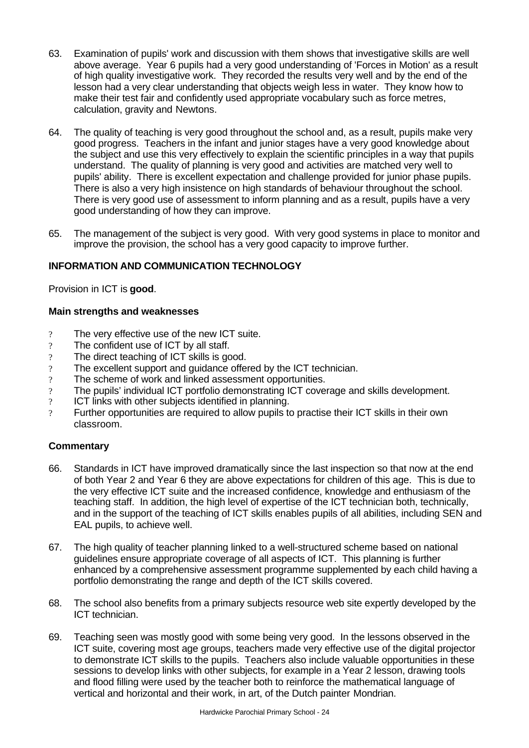63. Examination of pupils' work and discussion with them shows that investigative skills are well above average. Year 6 pupils had a very good understanding of 'Forces in Motion' as a result of high quality investigative work. They recorded the results very well and by the end of the lesson had a very clear understanding that objects weigh less in water. They know how to make their test fair and confidently used appropriate vocabulary such as force metres, calculation, gravity and Newtons.

64. The quality of teaching is very good throughout the school and, as a result, pupils make very good progress. Teachers in the infant and junior stages have a very good knowledge about the subject and use this very effectively to explain the scientific principles in a way that pupils understand. The quality of planning is very good and activities are matched very well to pupils' ability. There is excellent expectation and challenge provided for junior phase pupils. There is also a very high insistence on high standards of behaviour throughout the school. There is very good use of assessment to inform planning and as a result, pupils have a very good understanding of how they can improve.

65. The management of the subject is very good. With very good systems in place to monitor and improve the provision, the school has a very good capacity to improve further.

## INFORMATION AND COMMUNICATION TECHNOLOGY

Provision in ICT is **good**.

### Main strengths and weaknesses

- The very effective use of the new ICT suite.
- The confident use of ICT by all staff.
- The direct teaching of ICT skills is good.
- The excellent support and guidance offered by the ICT technician.
- The scheme of work and linked assessment opportunities.
- The pupils' individual ICT portfolio demonstrating ICT coverage and skills development.
- ICT links with other subjects identified in planning.
- Further opportunities are required to allow pupils to practise their ICT skills in their own classroom.

### Commentary

66. Standards in ICT have improved dramatically since the last inspection so that now at the end of both Year 2 and Year 6 they are above expectations for children of this age. This is due to the very effective ICT suite and the increased confidence, knowledge and enthusiasm of the teaching staff. In addition, the high level of expertise of the ICT technician both, technically, and in the support of the teaching of ICT skills enables pupils of all abilities, including SEN and EAL pupils, to achieve well.

67. The high quality of teacher planning linked to a well-structured scheme based on national guidelines ensure appropriate coverage of all aspects of ICT. This planning is further enhanced by a comprehensive assessment programme supplemented by each child having a portfolio demonstrating the range and depth of the ICT skills covered.

68. The school also benefits from a primary subjects resource web site expertly developed by the ICT technician.

69. Teaching seen was mostly good with some being very good. In the lessons observed in the ICT suite, covering most age groups, teachers made very effective use of the digital projector to demonstrate ICT skills to the pupils. Teachers also include valuable opportunities in these sessions to develop links with other subjects, for example in a Year 2 lesson, drawing tools and flood filling were used by the teacher both to reinforce the mathematical language of vertical and horizontal and their work, in art, of the Dutch painter Mondrian.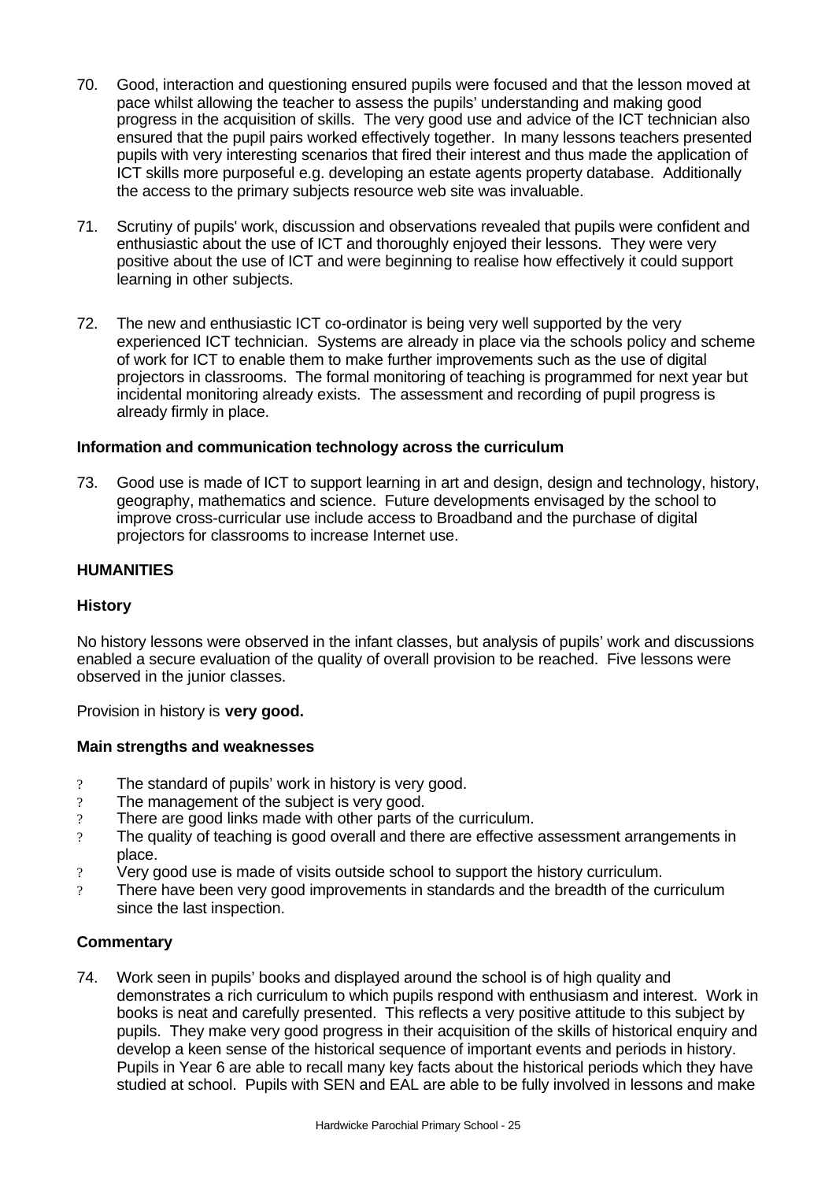70. Good, interaction and questioning ensured pupils were focused and that the lesson moved at pace whilst allowing the teacher to assess the pupils' understanding and making good progress in the acquisition of skills. The very good use and advice of the ICT technician also ensured that the pupil pairs worked effectively together. In many lessons teachers presented pupils with very interesting scenarios that fired their interest and thus made the application of ICT skills more purposeful e.g. developing an estate agents property database. Additionally the access to the primary subjects resource web site was invaluable.

71. Scrutiny of pupils' work, discussion and observations revealed that pupils were confident and enthusiastic about the use of ICT and thoroughly enjoyed their lessons. They were very positive about the use of ICT and were beginning to realise how effectively it could support learning in other subjects.

72. The new and enthusiastic ICT co-ordinator is being very well supported by the very experienced ICT technician. Systems are already in place via the schools policy and scheme of work for ICT to enable them to make further improvements such as the use of digital projectors in classrooms. The formal monitoring of teaching is programmed for next year but incidental monitoring already exists. The assessment and recording of pupil progress is already firmly in place.

### Information and communication technology across the curriculum

73. Good use is made of ICT to support learning in art and design, design and technology, history, geography, mathematics and science. Future developments envisaged by the school to improve cross-curricular use include access to Broadband and the purchase of digital projectors for classrooms to increase Internet use.

## HUMANITIES

### History

No history lessons were observed in the infant classes, but analysis of pupils' work and discussions enabled a secure evaluation of the quality of overall provision to be reached. Five lessons were observed in the junior classes.

Provision in history is **very good.**

### Main strengths and weaknesses

- The standard of pupils' work in history is very good.
- The management of the subject is very good.
- There are good links made with other parts of the curriculum.
- The quality of teaching is good overall and there are effective assessment arrangements in place.
- Very good use is made of visits outside school to support the history curriculum.
- There have been very good improvements in standards and the breadth of the curriculum since the last inspection.

### Commentary

74. Work seen in pupils' books and displayed around the school is of high quality and demonstrates a rich curriculum to which pupils respond with enthusiasm and interest. Work in books is neat and carefully presented. This reflects a very positive attitude to this subject by pupils. They make very good progress in their acquisition of the skills of historical enquiry and develop a keen sense of the historical sequence of important events and periods in history. Pupils in Year 6 are able to recall many key facts about the historical periods which they have studied at school. Pupils with SEN and EAL are able to be fully involved in lessons and make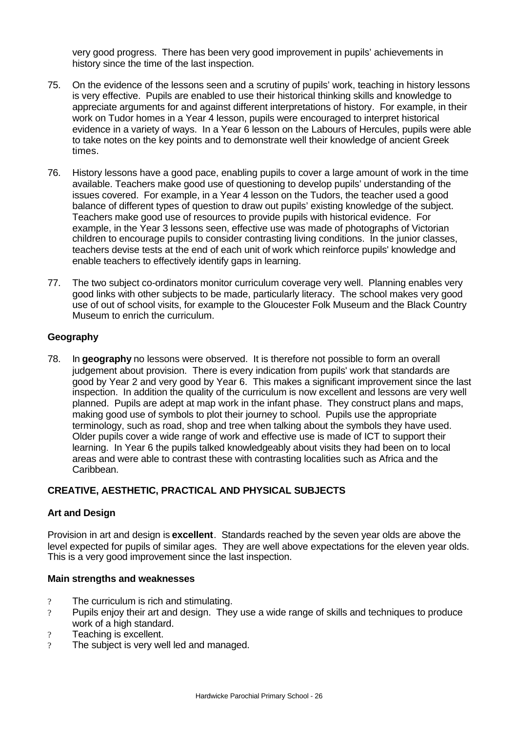very good progress. There has been very good improvement in pupils' achievements in history since the time of the last inspection.

75. On the evidence of the lessons seen and a scrutiny of pupils' work, teaching in history lessons is very effective. Pupils are enabled to use their historical thinking skills and knowledge to appreciate arguments for and against different interpretations of history. For example, in their work on Tudor homes in a Year 4 lesson, pupils were encouraged to interpret historical evidence in a variety of ways. In a Year 6 lesson on the Labours of Hercules, pupils were able to take notes on the key points and to demonstrate well their knowledge of ancient Greek times.

76. History lessons have a good pace, enabling pupils to cover a large amount of work in the time available. Teachers make good use of questioning to develop pupils' understanding of the issues covered. For example, in a Year 4 lesson on the Tudors, the teacher used a good balance of different types of question to draw out pupils' existing knowledge of the subject. Teachers make good use of resources to provide pupils with historical evidence. For example, in the Year 3 lessons seen, effective use was made of photographs of Victorian children to encourage pupils to consider contrasting living conditions. In the junior classes, teachers devise tests at the end of each unit of work which reinforce pupils' knowledge and enable teachers to effectively identify gaps in learning.

77. The two subject co-ordinators monitor curriculum coverage very well. Planning enables very good links with other subjects to be made, particularly literacy. The school makes very good use of out of school visits, for example to the Gloucester Folk Museum and the Black Country Museum to enrich the curriculum.

### Geography

78. In **geography** no lessons were observed. It is therefore not possible to form an overall judgement about provision. There is every indication from pupils' work that standards are good by Year 2 and very good by Year 6. This makes a significant improvement since the last inspection. In addition the quality of the curriculum is now excellent and lessons are very well planned. Pupils are adept at map work in the infant phase. They construct plans and maps, making good use of symbols to plot their journey to school. Pupils use the appropriate terminology, such as road, shop and tree when talking about the symbols they have used. Older pupils cover a wide range of work and effective use is made of ICT to support their learning. In Year 6 the pupils talked knowledgeably about visits they had been on to local areas and were able to contrast these with contrasting localities such as Africa and the Caribbean.

## CREATIVE, AESTHETIC, PRACTICAL AND PHYSICAL SUBJECTS

### Art and Design

Provision in art and design is **excellent**. Standards reached by the seven year olds are above the level expected for pupils of similar ages. They are well above expectations for the eleven year olds. This is a very good improvement since the last inspection.

**Main strengths and weaknesses**

- The curriculum is rich and stimulating.
- Pupils enjoy their art and design. They use a wide range of skills and techniques to produce work of a high standard.
- Teaching is excellent.
- The subject is very well led and managed.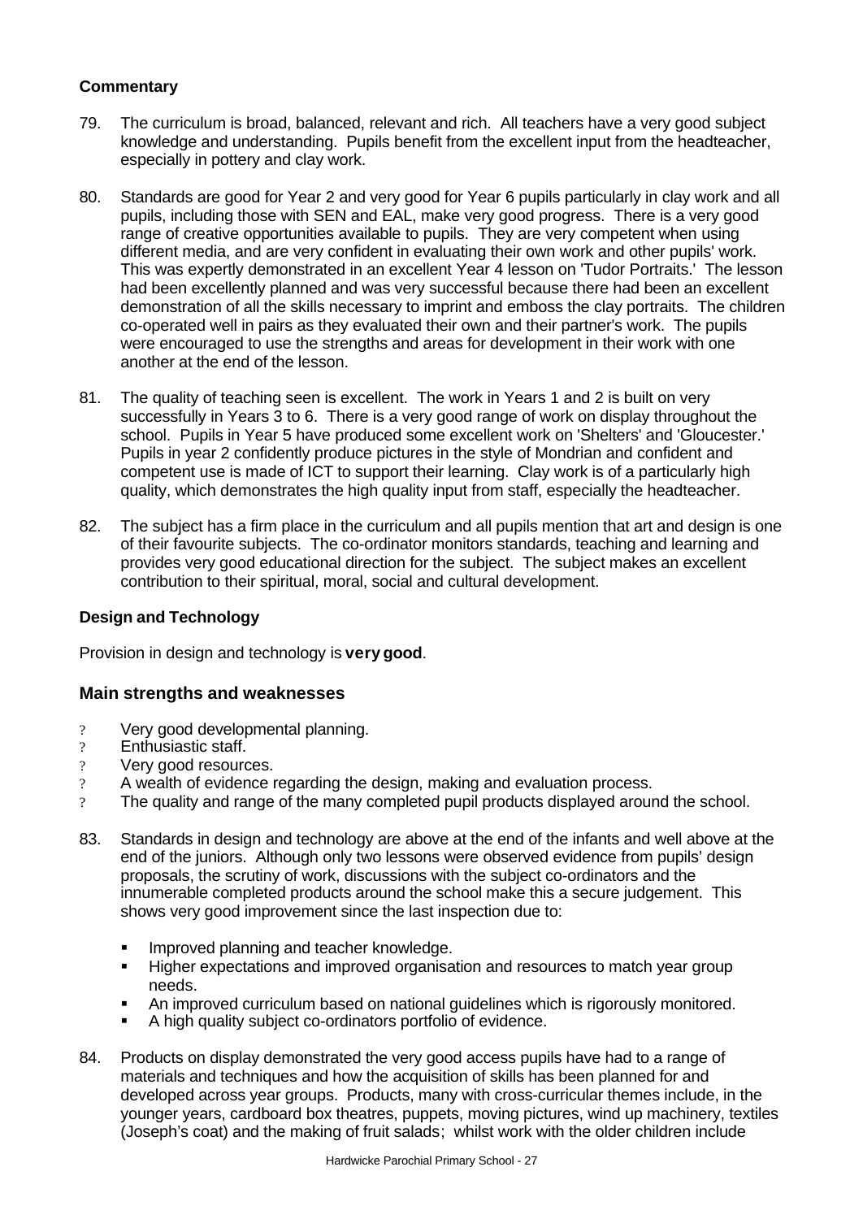**Commentary**

79. The curriculum is broad, balanced, relevant and rich. All teachers have a very good subject knowledge and understanding. Pupils benefit from the excellent input from the headteacher, especially in pottery and clay work.

80. Standards are good for Year 2 and very good for Year 6 pupils particularly in clay work and all pupils, including those with SEN and EAL, make very good progress. There is a very good range of creative opportunities available to pupils. They are very competent when using different media, and are very confident in evaluating their own work and other pupils' work. This was expertly demonstrated in an excellent Year 4 lesson on 'Tudor Portraits.' The lesson had been excellently planned and was very successful because there had been an excellent demonstration of all the skills necessary to imprint and emboss the clay portraits. The children co-operated well in pairs as they evaluated their own and their partner's work. The pupils were encouraged to use the strengths and areas for development in their work with one another at the end of the lesson.

81. The quality of teaching seen is excellent. The work in Years 1 and 2 is built on very successfully in Years 3 to 6. There is a very good range of work on display throughout the school. Pupils in Year 5 have produced some excellent work on 'Shelters' and 'Gloucester.' Pupils in year 2 confidently produce pictures in the style of Mondrian and confident and competent use is made of ICT to support their learning. Clay work is of a particularly high quality, which demonstrates the high quality input from staff, especially the headteacher.

82. The subject has a firm place in the curriculum and all pupils mention that art and design is one of their favourite subjects. The co-ordinator monitors standards, teaching and learning and provides very good educational direction for the subject. The subject makes an excellent contribution to their spiritual, moral, social and cultural development.

**Design and Technology**

Provision in design and technology is **very good**.

### Main strengths and weaknesses

- Very good developmental planning.
- Enthusiastic staff.
- Very good resources.
- A wealth of evidence regarding the design, making and evaluation process.
- The quality and range of the many completed pupil products displayed around the school.

83. Standards in design and technology are above at the end of the infants and well above at the end of the juniors. Although only two lessons were observed evidence from pupils' design proposals, the scrutiny of work, discussions with the subject co-ordinators and the innumerable completed products around the school make this a secure judgement. This shows very good improvement since the last inspection due to:

    - Improved planning and teacher knowledge.
    - Higher expectations and improved organisation and resources to match year group needs.
    - An improved curriculum based on national guidelines which is rigorously monitored.
    - A high quality subject co-ordinators portfolio of evidence.

84. Products on display demonstrated the very good access pupils have had to a range of materials and techniques and how the acquisition of skills has been planned for and developed across year groups. Products, many with cross-curricular themes include, in the younger years, cardboard box theatres, puppets, moving pictures, wind up machinery, textiles (Joseph's coat) and the making of fruit salads; whilst work with the older children include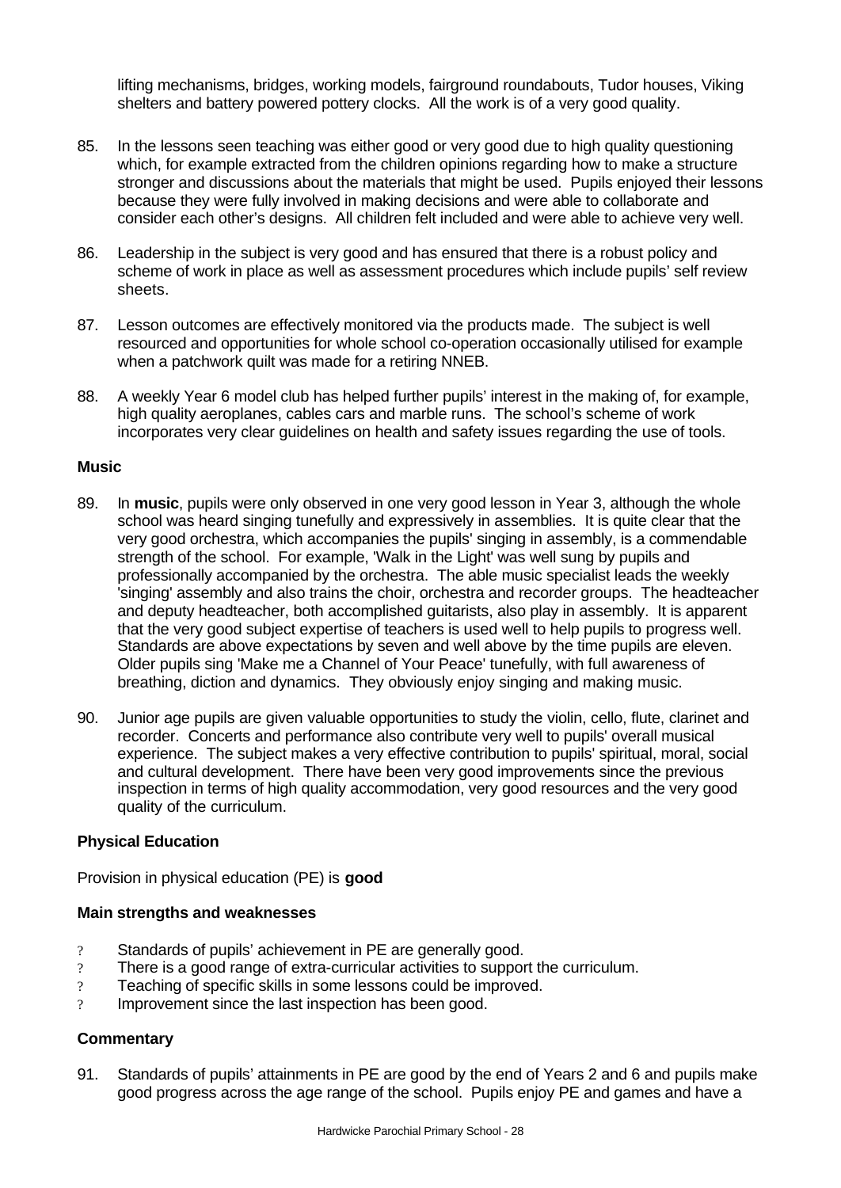lifting mechanisms, bridges, working models, fairground roundabouts, Tudor houses, Viking shelters and battery powered pottery clocks. All the work is of a very good quality.

85. In the lessons seen teaching was either good or very good due to high quality questioning which, for example extracted from the children opinions regarding how to make a structure stronger and discussions about the materials that might be used. Pupils enjoyed their lessons because they were fully involved in making decisions and were able to collaborate and consider each other's designs. All children felt included and were able to achieve very well.

86. Leadership in the subject is very good and has ensured that there is a robust policy and scheme of work in place as well as assessment procedures which include pupils' self review sheets.

87. Lesson outcomes are effectively monitored via the products made. The subject is well resourced and opportunities for whole school co-operation occasionally utilised for example when a patchwork quilt was made for a retiring NNEB.

88. A weekly Year 6 model club has helped further pupils' interest in the making of, for example, high quality aeroplanes, cables cars and marble runs. The school's scheme of work incorporates very clear guidelines on health and safety issues regarding the use of tools.

### Music

89. In **music**, pupils were only observed in one very good lesson in Year 3, although the whole school was heard singing tunefully and expressively in assemblies. It is quite clear that the very good orchestra, which accompanies the pupils' singing in assembly, is a commendable strength of the school. For example, 'Walk in the Light' was well sung by pupils and professionally accompanied by the orchestra. The able music specialist leads the weekly 'singing' assembly and also trains the choir, orchestra and recorder groups. The headteacher and deputy headteacher, both accomplished guitarists, also play in assembly. It is apparent that the very good subject expertise of teachers is used well to help pupils to progress well. Standards are above expectations by seven and well above by the time pupils are eleven. Older pupils sing 'Make me a Channel of Your Peace' tunefully, with full awareness of breathing, diction and dynamics. They obviously enjoy singing and making music.

90. Junior age pupils are given valuable opportunities to study the violin, cello, flute, clarinet and recorder. Concerts and performance also contribute very well to pupils' overall musical experience. The subject makes a very effective contribution to pupils' spiritual, moral, social and cultural development. There have been very good improvements since the previous inspection in terms of high quality accommodation, very good resources and the very good quality of the curriculum.

### Physical Education

Provision in physical education (PE) is **good**

#### Main strengths and weaknesses

- Standards of pupils' achievement in PE are generally good.
- There is a good range of extra-curricular activities to support the curriculum.
- Teaching of specific skills in some lessons could be improved.
- Improvement since the last inspection has been good.

#### Commentary

91. Standards of pupils' attainments in PE are good by the end of Years 2 and 6 and pupils make good progress across the age range of the school. Pupils enjoy PE and games and have a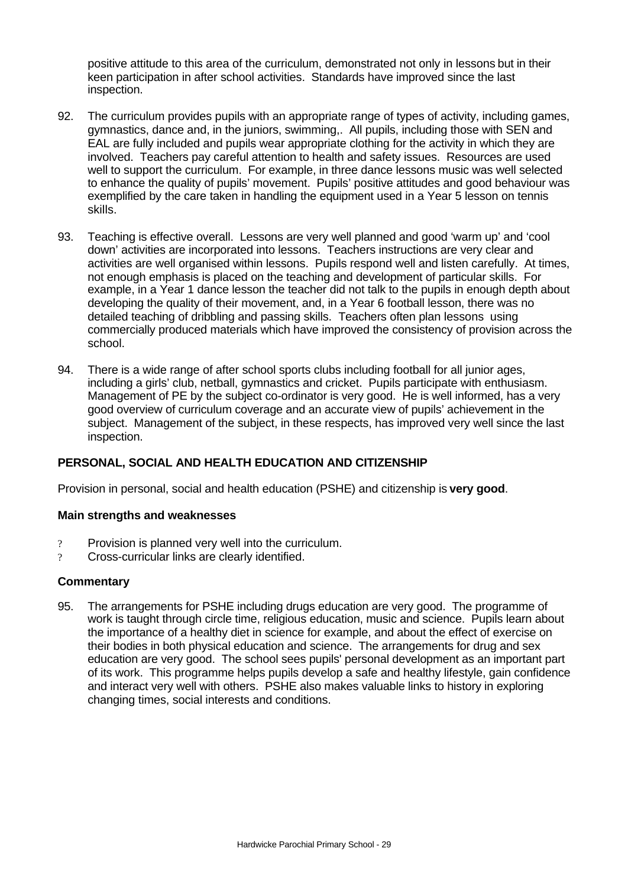positive attitude to this area of the curriculum, demonstrated not only in lessons but in their keen participation in after school activities. Standards have improved since the last inspection.

92. The curriculum provides pupils with an appropriate range of types of activity, including games, gymnastics, dance and, in the juniors, swimming,. All pupils, including those with SEN and EAL are fully included and pupils wear appropriate clothing for the activity in which they are involved. Teachers pay careful attention to health and safety issues. Resources are used well to support the curriculum. For example, in three dance lessons music was well selected to enhance the quality of pupils' movement. Pupils' positive attitudes and good behaviour was exemplified by the care taken in handling the equipment used in a Year 5 lesson on tennis skills.

93. Teaching is effective overall. Lessons are very well planned and good 'warm up' and 'cool down' activities are incorporated into lessons. Teachers instructions are very clear and activities are well organised within lessons. Pupils respond well and listen carefully. At times, not enough emphasis is placed on the teaching and development of particular skills. For example, in a Year 1 dance lesson the teacher did not talk to the pupils in enough depth about developing the quality of their movement, and, in a Year 6 football lesson, there was no detailed teaching of dribbling and passing skills. Teachers often plan lessons using commercially produced materials which have improved the consistency of provision across the school.

94. There is a wide range of after school sports clubs including football for all junior ages, including a girls' club, netball, gymnastics and cricket. Pupils participate with enthusiasm. Management of PE by the subject co-ordinator is very good. He is well informed, has a very good overview of curriculum coverage and an accurate view of pupils' achievement in the subject. Management of the subject, in these respects, has improved very well since the last inspection.

## PERSONAL, SOCIAL AND HEALTH EDUCATION AND CITIZENSHIP

Provision in personal, social and health education (PSHE) and citizenship is **very good**.

### Main strengths and weaknesses

- Provision is planned very well into the curriculum.
- Cross-curricular links are clearly identified.

### Commentary

95. The arrangements for PSHE including drugs education are very good. The programme of work is taught through circle time, religious education, music and science. Pupils learn about the importance of a healthy diet in science for example, and about the effect of exercise on their bodies in both physical education and science. The arrangements for drug and sex education are very good. The school sees pupils' personal development as an important part of its work. This programme helps pupils develop a safe and healthy lifestyle, gain confidence and interact very well with others. PSHE also makes valuable links to history in exploring changing times, social interests and conditions.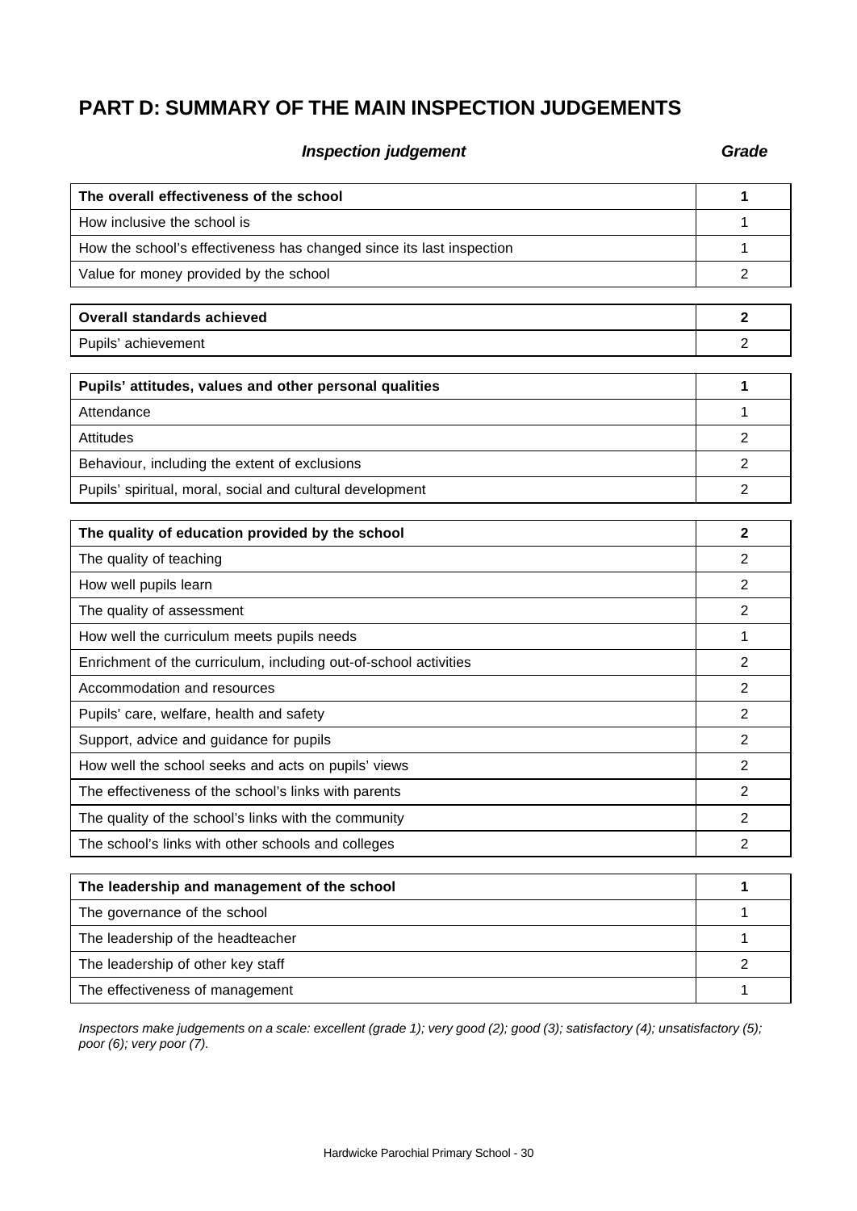# PART D: SUMMARY OF THE MAIN INSPECTION JUDGEMENTS

| *Inspection judgement* | *Grade* |
|---|---|
| **The overall effectiveness of the school** | **1** |
| How inclusive the school is | 1 |
| How the school's effectiveness has changed since its last inspection | 1 |
| Value for money provided by the school | 2 |
| **Overall standards achieved** | **2** |
| Pupils' achievement | 2 |
| **Pupils' attitudes, values and other personal qualities** | **1** |
| Attendance | 1 |
| Attitudes | 2 |
| Behaviour, including the extent of exclusions | 2 |
| Pupils' spiritual, moral, social and cultural development | 2 |
| **The quality of education provided by the school** | **2** |
| The quality of teaching | 2 |
| How well pupils learn | 2 |
| The quality of assessment | 2 |
| How well the curriculum meets pupils needs | 1 |
| Enrichment of the curriculum, including out-of-school activities | 2 |
| Accommodation and resources | 2 |
| Pupils' care, welfare, health and safety | 2 |
| Support, advice and guidance for pupils | 2 |
| How well the school seeks and acts on pupils' views | 2 |
| The effectiveness of the school's links with parents | 2 |
| The quality of the school's links with the community | 2 |
| The school's links with other schools and colleges | 2 |
| **The leadership and management of the school** | **1** |
| The governance of the school | 1 |
| The leadership of the headteacher | 1 |
| The leadership of other key staff | 2 |
| The effectiveness of management | 1 |

*Inspectors make judgements on a scale: excellent (grade 1); very good (2); good (3); satisfactory (4); unsatisfactory (5); poor (6); very poor (7).*